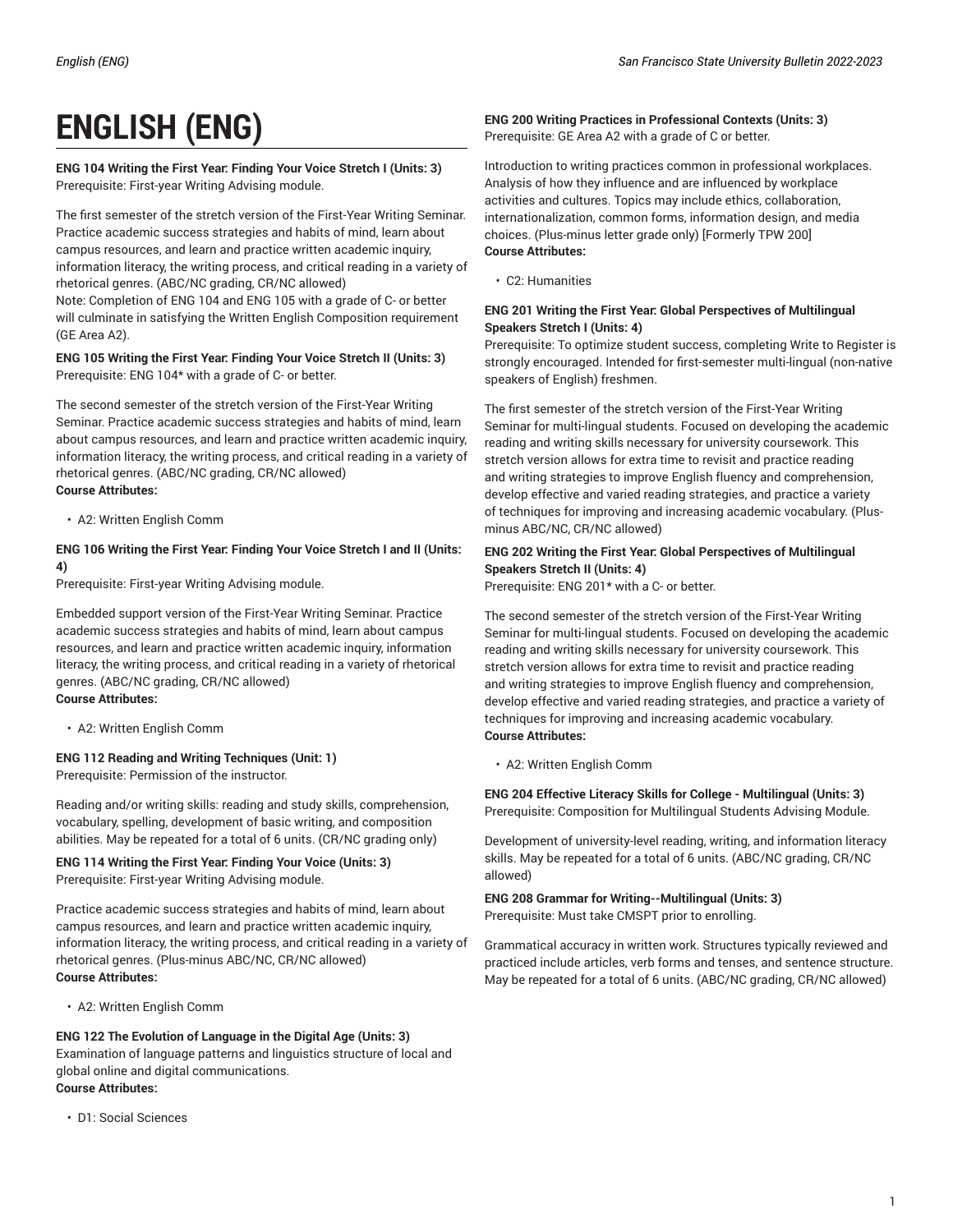# ENGLISH (ENG)

**ENG 104 Writing the First Year: Finding Your Voice Stretch I (Units: 3)**
Prerequisite: First-year Writing Advising module.

The first semester of the stretch version of the First-Year Writing Seminar. Practice academic success strategies and habits of mind, learn about campus resources, and learn and practice written academic inquiry, information literacy, the writing process, and critical reading in a variety of rhetorical genres. (ABC/NC grading, CR/NC allowed)
Note: Completion of ENG 104 and ENG 105 with a grade of C- or better will culminate in satisfying the Written English Composition requirement (GE Area A2).

**ENG 105 Writing the First Year: Finding Your Voice Stretch II (Units: 3)**
Prerequisite: ENG 104* with a grade of C- or better.

The second semester of the stretch version of the First-Year Writing Seminar. Practice academic success strategies and habits of mind, learn about campus resources, and learn and practice written academic inquiry, information literacy, the writing process, and critical reading in a variety of rhetorical genres. (ABC/NC grading, CR/NC allowed)
**Course Attributes:**

- A2: Written English Comm

**ENG 106 Writing the First Year: Finding Your Voice Stretch I and II (Units: 4)**
Prerequisite: First-year Writing Advising module.

Embedded support version of the First-Year Writing Seminar. Practice academic success strategies and habits of mind, learn about campus resources, and learn and practice written academic inquiry, information literacy, the writing process, and critical reading in a variety of rhetorical genres. (ABC/NC grading, CR/NC allowed)
**Course Attributes:**

- A2: Written English Comm

**ENG 112 Reading and Writing Techniques (Unit: 1)**
Prerequisite: Permission of the instructor.

Reading and/or writing skills: reading and study skills, comprehension, vocabulary, spelling, development of basic writing, and composition abilities. May be repeated for a total of 6 units. (CR/NC grading only)

**ENG 114 Writing the First Year: Finding Your Voice (Units: 3)**
Prerequisite: First-year Writing Advising module.

Practice academic success strategies and habits of mind, learn about campus resources, and learn and practice written academic inquiry, information literacy, the writing process, and critical reading in a variety of rhetorical genres. (Plus-minus ABC/NC, CR/NC allowed)
**Course Attributes:**

- A2: Written English Comm

**ENG 122 The Evolution of Language in the Digital Age (Units: 3)**
Examination of language patterns and linguistics structure of local and global online and digital communications.
**Course Attributes:**

- D1: Social Sciences

**ENG 200 Writing Practices in Professional Contexts (Units: 3)**
Prerequisite: GE Area A2 with a grade of C or better.

Introduction to writing practices common in professional workplaces. Analysis of how they influence and are influenced by workplace activities and cultures. Topics may include ethics, collaboration, internationalization, common forms, information design, and media choices. (Plus-minus letter grade only) [Formerly TPW 200]
**Course Attributes:**

- C2: Humanities

**ENG 201 Writing the First Year: Global Perspectives of Multilingual Speakers Stretch I (Units: 4)**
Prerequisite: To optimize student success, completing Write to Register is strongly encouraged. Intended for first-semester multi-lingual (non-native speakers of English) freshmen.

The first semester of the stretch version of the First-Year Writing Seminar for multi-lingual students. Focused on developing the academic reading and writing skills necessary for university coursework. This stretch version allows for extra time to revisit and practice reading and writing strategies to improve English fluency and comprehension, develop effective and varied reading strategies, and practice a variety of techniques for improving and increasing academic vocabulary. (Plus-minus ABC/NC, CR/NC allowed)

**ENG 202 Writing the First Year: Global Perspectives of Multilingual Speakers Stretch II (Units: 4)**
Prerequisite: ENG 201* with a C- or better.

The second semester of the stretch version of the First-Year Writing Seminar for multi-lingual students. Focused on developing the academic reading and writing skills necessary for university coursework. This stretch version allows for extra time to revisit and practice reading and writing strategies to improve English fluency and comprehension, develop effective and varied reading strategies, and practice a variety of techniques for improving and increasing academic vocabulary.
**Course Attributes:**

- A2: Written English Comm

**ENG 204 Effective Literacy Skills for College - Multilingual (Units: 3)**
Prerequisite: Composition for Multilingual Students Advising Module.

Development of university-level reading, writing, and information literacy skills. May be repeated for a total of 6 units. (ABC/NC grading, CR/NC allowed)

**ENG 208 Grammar for Writing--Multilingual (Units: 3)**
Prerequisite: Must take CMSPT prior to enrolling.

Grammatical accuracy in written work. Structures typically reviewed and practiced include articles, verb forms and tenses, and sentence structure. May be repeated for a total of 6 units. (ABC/NC grading, CR/NC allowed)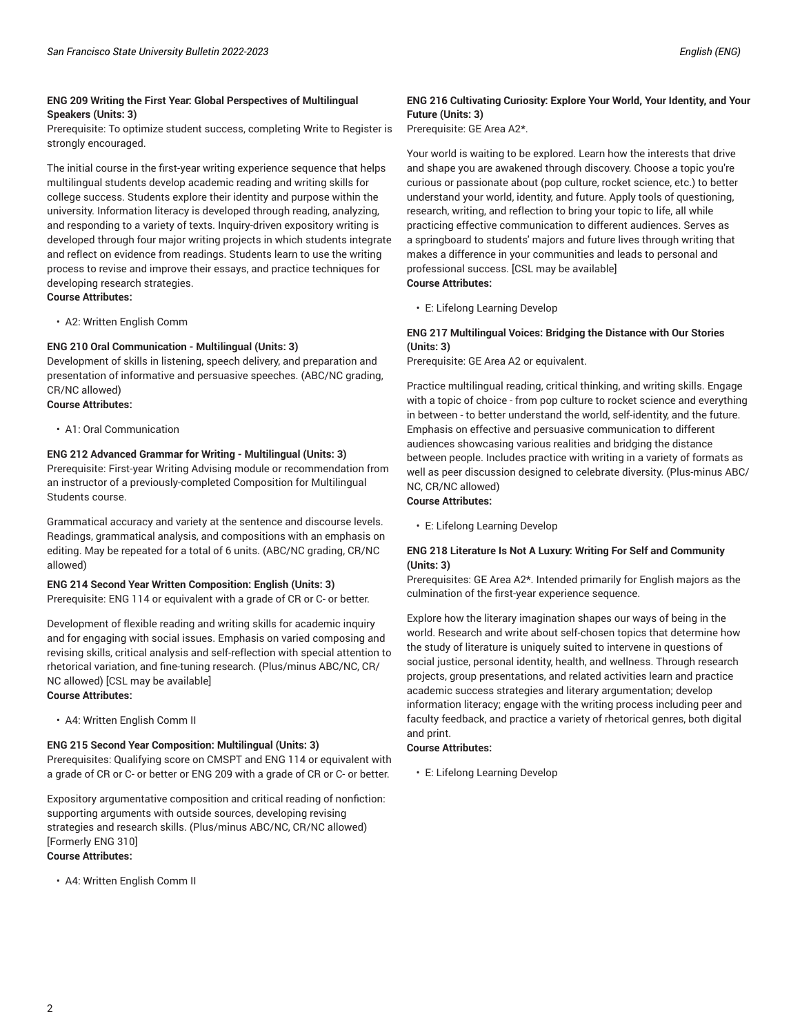**ENG 209 Writing the First Year: Global Perspectives of Multilingual Speakers (Units: 3)**
Prerequisite: To optimize student success, completing Write to Register is strongly encouraged.

The initial course in the first-year writing experience sequence that helps multilingual students develop academic reading and writing skills for college success. Students explore their identity and purpose within the university. Information literacy is developed through reading, analyzing, and responding to a variety of texts. Inquiry-driven expository writing is developed through four major writing projects in which students integrate and reflect on evidence from readings. Students learn to use the writing process to revise and improve their essays, and practice techniques for developing research strategies.
**Course Attributes:**

- A2: Written English Comm

**ENG 210 Oral Communication - Multilingual (Units: 3)**
Development of skills in listening, speech delivery, and preparation and presentation of informative and persuasive speeches. (ABC/NC grading, CR/NC allowed)
**Course Attributes:**

- A1: Oral Communication

**ENG 212 Advanced Grammar for Writing - Multilingual (Units: 3)**
Prerequisite: First-year Writing Advising module or recommendation from an instructor of a previously-completed Composition for Multilingual Students course.

Grammatical accuracy and variety at the sentence and discourse levels. Readings, grammatical analysis, and compositions with an emphasis on editing. May be repeated for a total of 6 units. (ABC/NC grading, CR/NC allowed)

**ENG 214 Second Year Written Composition: English (Units: 3)**
Prerequisite: ENG 114 or equivalent with a grade of CR or C- or better.

Development of flexible reading and writing skills for academic inquiry and for engaging with social issues. Emphasis on varied composing and revising skills, critical analysis and self-reflection with special attention to rhetorical variation, and fine-tuning research. (Plus/minus ABC/NC, CR/NC allowed) [CSL may be available]
**Course Attributes:**

- A4: Written English Comm II

**ENG 215 Second Year Composition: Multilingual (Units: 3)**
Prerequisites: Qualifying score on CMSPT and ENG 114 or equivalent with a grade of CR or C- or better or ENG 209 with a grade of CR or C- or better.

Expository argumentative composition and critical reading of nonfiction: supporting arguments with outside sources, developing revising strategies and research skills. (Plus/minus ABC/NC, CR/NC allowed) [Formerly ENG 310]
**Course Attributes:**

- A4: Written English Comm II

**ENG 216 Cultivating Curiosity: Explore Your World, Your Identity, and Your Future (Units: 3)**
Prerequisite: GE Area A2*.

Your world is waiting to be explored. Learn how the interests that drive and shape you are awakened through discovery. Choose a topic you're curious or passionate about (pop culture, rocket science, etc.) to better understand your world, identity, and future. Apply tools of questioning, research, writing, and reflection to bring your topic to life, all while practicing effective communication to different audiences. Serves as a springboard to students' majors and future lives through writing that makes a difference in your communities and leads to personal and professional success. [CSL may be available]
**Course Attributes:**

- E: Lifelong Learning Develop

**ENG 217 Multilingual Voices: Bridging the Distance with Our Stories (Units: 3)**
Prerequisite: GE Area A2 or equivalent.

Practice multilingual reading, critical thinking, and writing skills. Engage with a topic of choice - from pop culture to rocket science and everything in between - to better understand the world, self-identity, and the future. Emphasis on effective and persuasive communication to different audiences showcasing various realities and bridging the distance between people. Includes practice with writing in a variety of formats as well as peer discussion designed to celebrate diversity. (Plus-minus ABC/NC, CR/NC allowed)
**Course Attributes:**

- E: Lifelong Learning Develop

**ENG 218 Literature Is Not A Luxury: Writing For Self and Community (Units: 3)**
Prerequisites: GE Area A2*. Intended primarily for English majors as the culmination of the first-year experience sequence.

Explore how the literary imagination shapes our ways of being in the world. Research and write about self-chosen topics that determine how the study of literature is uniquely suited to intervene in questions of social justice, personal identity, health, and wellness. Through research projects, group presentations, and related activities learn and practice academic success strategies and literary argumentation; develop information literacy; engage with the writing process including peer and faculty feedback, and practice a variety of rhetorical genres, both digital and print.
**Course Attributes:**

- E: Lifelong Learning Develop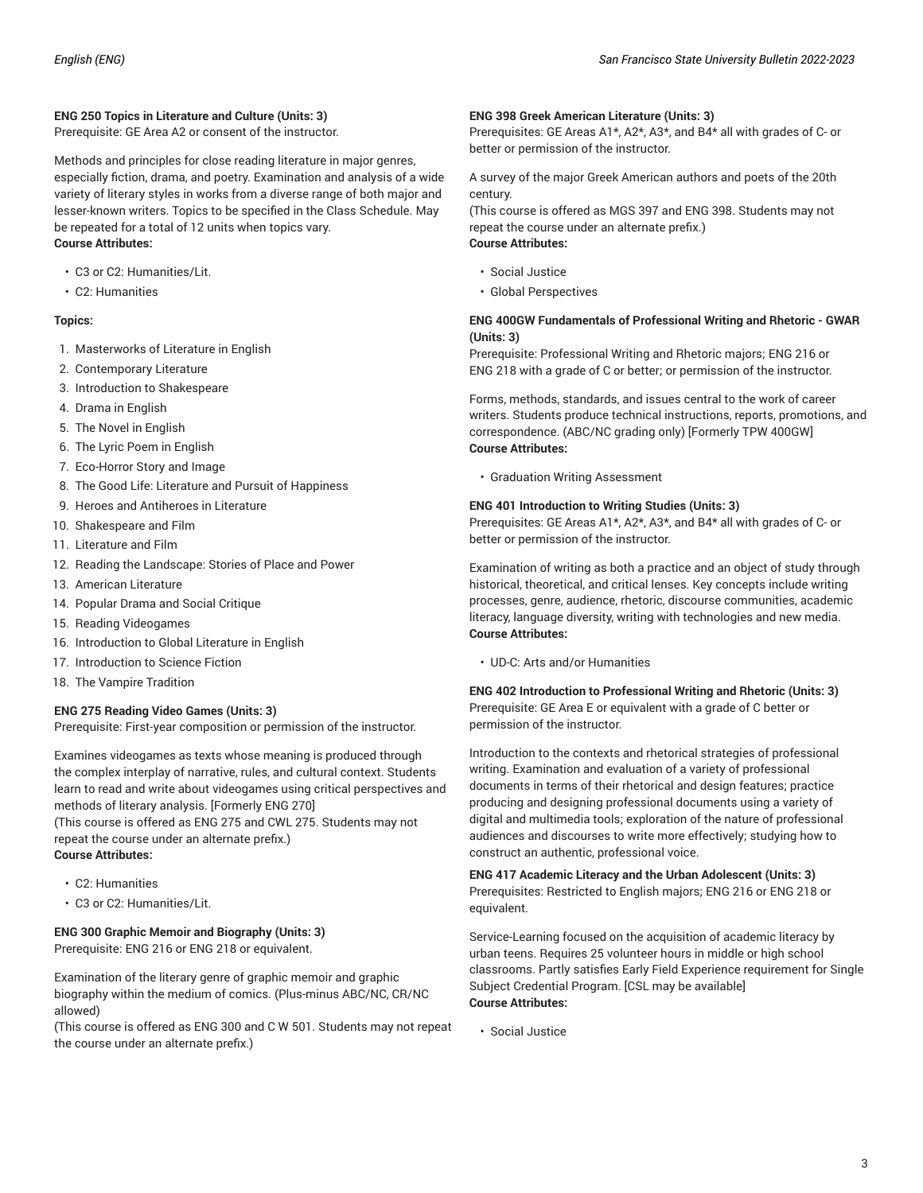### ENG 250 Topics in Literature and Culture (Units: 3)

Prerequisite: GE Area A2 or consent of the instructor.

Methods and principles for close reading literature in major genres, especially fiction, drama, and poetry. Examination and analysis of a wide variety of literary styles in works from a diverse range of both major and lesser-known writers. Topics to be specified in the Class Schedule. May be repeated for a total of 12 units when topics vary.

**Course Attributes:**

- C3 or C2: Humanities/Lit.
- C2: Humanities

**Topics:**

1. Masterworks of Literature in English
2. Contemporary Literature
3. Introduction to Shakespeare
4. Drama in English
5. The Novel in English
6. The Lyric Poem in English
7. Eco-Horror Story and Image
8. The Good Life: Literature and Pursuit of Happiness
9. Heroes and Antiheroes in Literature
10. Shakespeare and Film
11. Literature and Film
12. Reading the Landscape: Stories of Place and Power
13. American Literature
14. Popular Drama and Social Critique
15. Reading Videogames
16. Introduction to Global Literature in English
17. Introduction to Science Fiction
18. The Vampire Tradition

### ENG 275 Reading Video Games (Units: 3)

Prerequisite: First-year composition or permission of the instructor.

Examines videogames as texts whose meaning is produced through the complex interplay of narrative, rules, and cultural context. Students learn to read and write about videogames using critical perspectives and methods of literary analysis. [Formerly ENG 270]
(This course is offered as ENG 275 and CWL 275. Students may not repeat the course under an alternate prefix.)

**Course Attributes:**

- C2: Humanities
- C3 or C2: Humanities/Lit.

### ENG 300 Graphic Memoir and Biography (Units: 3)

Prerequisite: ENG 216 or ENG 218 or equivalent.

Examination of the literary genre of graphic memoir and graphic biography within the medium of comics. (Plus-minus ABC/NC, CR/NC allowed)
(This course is offered as ENG 300 and C W 501. Students may not repeat the course under an alternate prefix.)

### ENG 398 Greek American Literature (Units: 3)

Prerequisites: GE Areas A1*, A2*, A3*, and B4* all with grades of C- or better or permission of the instructor.

A survey of the major Greek American authors and poets of the 20th century.
(This course is offered as MGS 397 and ENG 398. Students may not repeat the course under an alternate prefix.)

**Course Attributes:**

- Social Justice
- Global Perspectives

### ENG 400GW Fundamentals of Professional Writing and Rhetoric - GWAR (Units: 3)

Prerequisite: Professional Writing and Rhetoric majors; ENG 216 or ENG 218 with a grade of C or better; or permission of the instructor.

Forms, methods, standards, and issues central to the work of career writers. Students produce technical instructions, reports, promotions, and correspondence. (ABC/NC grading only) [Formerly TPW 400GW]

**Course Attributes:**

- Graduation Writing Assessment

### ENG 401 Introduction to Writing Studies (Units: 3)

Prerequisites: GE Areas A1*, A2*, A3*, and B4* all with grades of C- or better or permission of the instructor.

Examination of writing as both a practice and an object of study through historical, theoretical, and critical lenses. Key concepts include writing processes, genre, audience, rhetoric, discourse communities, academic literacy, language diversity, writing with technologies and new media.

**Course Attributes:**

- UD-C: Arts and/or Humanities

### ENG 402 Introduction to Professional Writing and Rhetoric (Units: 3)

Prerequisite: GE Area E or equivalent with a grade of C better or permission of the instructor.

Introduction to the contexts and rhetorical strategies of professional writing. Examination and evaluation of a variety of professional documents in terms of their rhetorical and design features; practice producing and designing professional documents using a variety of digital and multimedia tools; exploration of the nature of professional audiences and discourses to write more effectively; studying how to construct an authentic, professional voice.

### ENG 417 Academic Literacy and the Urban Adolescent (Units: 3)

Prerequisites: Restricted to English majors; ENG 216 or ENG 218 or equivalent.

Service-Learning focused on the acquisition of academic literacy by urban teens. Requires 25 volunteer hours in middle or high school classrooms. Partly satisfies Early Field Experience requirement for Single Subject Credential Program. [CSL may be available]

**Course Attributes:**

- Social Justice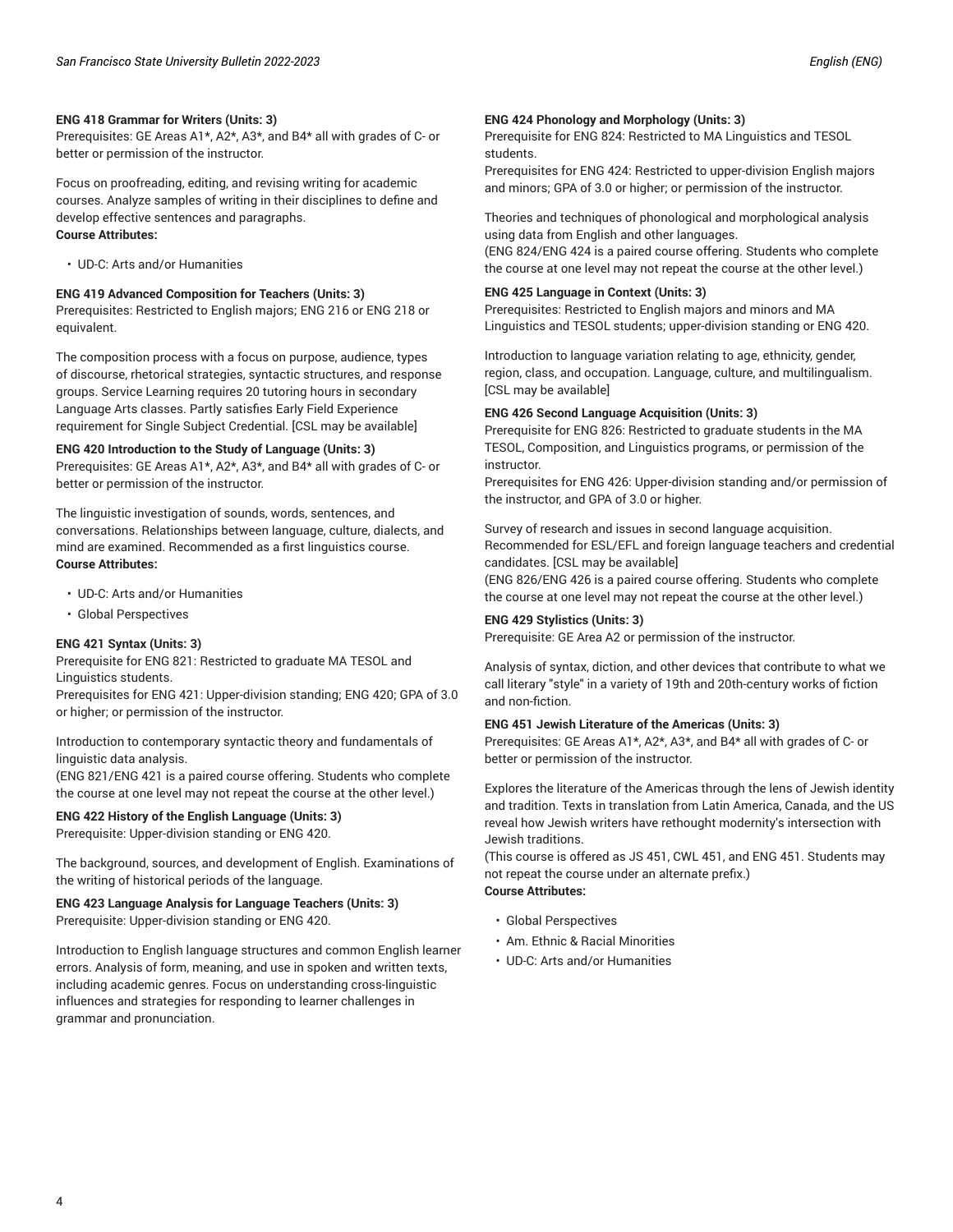**ENG 418 Grammar for Writers (Units: 3)**
Prerequisites: GE Areas A1*, A2*, A3*, and B4* all with grades of C- or better or permission of the instructor.

Focus on proofreading, editing, and revising writing for academic courses. Analyze samples of writing in their disciplines to define and develop effective sentences and paragraphs.
**Course Attributes:**

- UD-C: Arts and/or Humanities

**ENG 419 Advanced Composition for Teachers (Units: 3)**
Prerequisites: Restricted to English majors; ENG 216 or ENG 218 or equivalent.

The composition process with a focus on purpose, audience, types of discourse, rhetorical strategies, syntactic structures, and response groups. Service Learning requires 20 tutoring hours in secondary Language Arts classes. Partly satisfies Early Field Experience requirement for Single Subject Credential. [CSL may be available]

**ENG 420 Introduction to the Study of Language (Units: 3)**
Prerequisites: GE Areas A1*, A2*, and B4* all with grades of C- or better or permission of the instructor.

The linguistic investigation of sounds, words, sentences, and conversations. Relationships between language, culture, dialects, and mind are examined. Recommended as a first linguistics course.
**Course Attributes:**

- UD-C: Arts and/or Humanities
- Global Perspectives

**ENG 421 Syntax (Units: 3)**
Prerequisite for ENG 821: Restricted to graduate MA TESOL and Linguistics students.
Prerequisites for ENG 421: Upper-division standing; ENG 420; GPA of 3.0 or higher; or permission of the instructor.

Introduction to contemporary syntactic theory and fundamentals of linguistic data analysis.
(ENG 821/ENG 421 is a paired course offering. Students who complete the course at one level may not repeat the course at the other level.)

**ENG 422 History of the English Language (Units: 3)**
Prerequisite: Upper-division standing or ENG 420.

The background, sources, and development of English. Examinations of the writing of historical periods of the language.

**ENG 423 Language Analysis for Language Teachers (Units: 3)**
Prerequisite: Upper-division standing or ENG 420.

Introduction to English language structures and common English learner errors. Analysis of form, meaning, and use in spoken and written texts, including academic genres. Focus on understanding cross-linguistic influences and strategies for responding to learner challenges in grammar and pronunciation.

**ENG 424 Phonology and Morphology (Units: 3)**
Prerequisite for ENG 824: Restricted to MA Linguistics and TESOL students.
Prerequisites for ENG 424: Restricted to upper-division English majors and minors; GPA of 3.0 or higher; or permission of the instructor.

Theories and techniques of phonological and morphological analysis using data from English and other languages.
(ENG 824/ENG 424 is a paired course offering. Students who complete the course at one level may not repeat the course at the other level.)

**ENG 425 Language in Context (Units: 3)**
Prerequisites: Restricted to English majors and minors and MA Linguistics and TESOL students; upper-division standing or ENG 420.

Introduction to language variation relating to age, ethnicity, gender, region, class, and occupation. Language, culture, and multilingualism. [CSL may be available]

**ENG 426 Second Language Acquisition (Units: 3)**
Prerequisite for ENG 826: Restricted to graduate students in the MA TESOL, Composition, and Linguistics programs, or permission of the instructor.
Prerequisites for ENG 426: Upper-division standing and/or permission of the instructor, and GPA of 3.0 or higher.

Survey of research and issues in second language acquisition. Recommended for ESL/EFL and foreign language teachers and credential candidates. [CSL may be available]
(ENG 826/ENG 426 is a paired course offering. Students who complete the course at one level may not repeat the course at the other level.)

**ENG 429 Stylistics (Units: 3)**
Prerequisite: GE Area A2 or permission of the instructor.

Analysis of syntax, diction, and other devices that contribute to what we call literary "style" in a variety of 19th and 20th-century works of fiction and non-fiction.

**ENG 451 Jewish Literature of the Americas (Units: 3)**
Prerequisites: GE Areas A1*, A2*, A3*, and B4* all with grades of C- or better or permission of the instructor.

Explores the literature of the Americas through the lens of Jewish identity and tradition. Texts in translation from Latin America, Canada, and the US reveal how Jewish writers have rethought modernity's intersection with Jewish traditions.
(This course is offered as JS 451, CWL 451, and ENG 451. Students may not repeat the course under an alternate prefix.)
**Course Attributes:**

- Global Perspectives
- Am. Ethnic & Racial Minorities
- UD-C: Arts and/or Humanities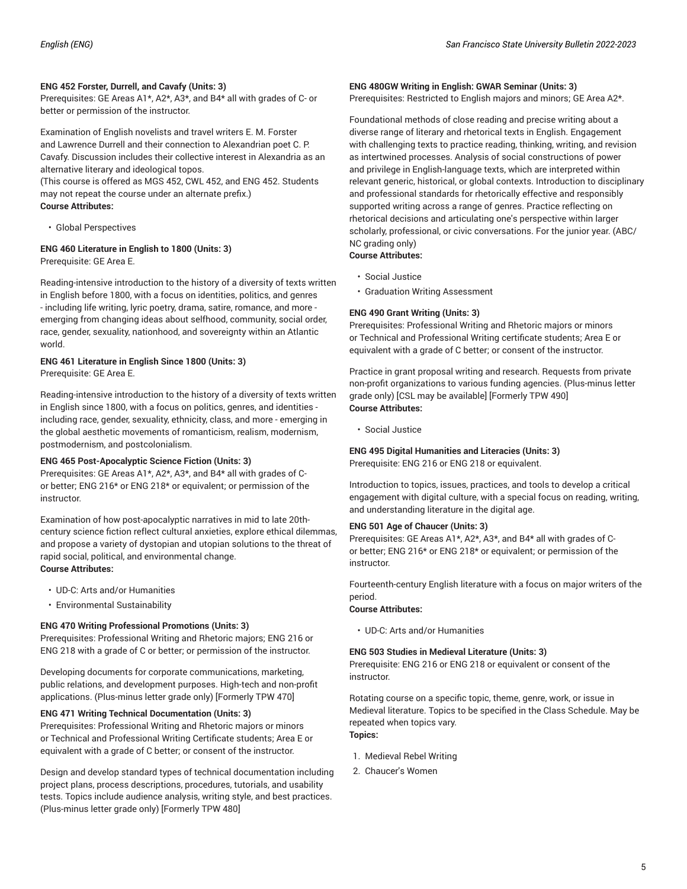**ENG 452 Forster, Durrell, and Cavafy (Units: 3)**
Prerequisites: GE Areas A1*, A2*, A3*, and B4* all with grades of C- or better or permission of the instructor.

Examination of English novelists and travel writers E. M. Forster and Lawrence Durrell and their connection to Alexandrian poet C. P. Cavafy. Discussion includes their collective interest in Alexandria as an alternative literary and ideological topos.
(This course is offered as MGS 452, CWL 452, and ENG 452. Students may not repeat the course under an alternate prefix.)
**Course Attributes:**

- Global Perspectives

**ENG 460 Literature in English to 1800 (Units: 3)**
Prerequisite: GE Area E.

Reading-intensive introduction to the history of a diversity of texts written in English before 1800, with a focus on identities, politics, and genres - including life writing, lyric poetry, drama, satire, romance, and more - emerging from changing ideas about selfhood, community, social order, race, gender, sexuality, nationhood, and sovereignty within an Atlantic world.

**ENG 461 Literature in English Since 1800 (Units: 3)**
Prerequisite: GE Area E.

Reading-intensive introduction to the history of a diversity of texts written in English since 1800, with a focus on politics, genres, and identities - including race, gender, sexuality, ethnicity, class, and more - emerging in the global aesthetic movements of romanticism, realism, modernism, postmodernism, and postcolonialism.

**ENG 465 Post-Apocalyptic Science Fiction (Units: 3)**
Prerequisites: GE Areas A1*, A2*, A3*, and B4* all with grades of C- or better; ENG 216* or ENG 218* or equivalent; or permission of the instructor.

Examination of how post-apocalyptic narratives in mid to late 20th-century science fiction reflect cultural anxieties, explore ethical dilemmas, and propose a variety of dystopian and utopian solutions to the threat of rapid social, political, and environmental change.
**Course Attributes:**

- UD-C: Arts and/or Humanities
- Environmental Sustainability

**ENG 470 Writing Professional Promotions (Units: 3)**
Prerequisites: Professional Writing and Rhetoric majors; ENG 216 or ENG 218 with a grade of C or better; or permission of the instructor.

Developing documents for corporate communications, marketing, public relations, and development purposes. High-tech and non-profit applications. (Plus-minus letter grade only) [Formerly TPW 470]

**ENG 471 Writing Technical Documentation (Units: 3)**
Prerequisites: Professional Writing and Rhetoric majors or minors or Technical and Professional Writing Certificate students; Area E or equivalent with a grade of C better; or consent of the instructor.

Design and develop standard types of technical documentation including project plans, process descriptions, procedures, tutorials, and usability tests. Topics include audience analysis, writing style, and best practices. (Plus-minus letter grade only) [Formerly TPW 480]

**ENG 480GW Writing in English: GWAR Seminar (Units: 3)**
Prerequisites: Restricted to English majors and minors; GE Area A2*.

Foundational methods of close reading and precise writing about a diverse range of literary and rhetorical texts in English. Engagement with challenging texts to practice reading, thinking, writing, and revision as intertwined processes. Analysis of social constructions of power and privilege in English-language texts, which are interpreted within relevant generic, historical, or global contexts. Introduction to disciplinary and professional standards for rhetorically effective and responsibly supported writing across a range of genres. Practice reflecting on rhetorical decisions and articulating one's perspective within larger scholarly, professional, or civic conversations. For the junior year. (ABC/NC grading only)
**Course Attributes:**

- Social Justice
- Graduation Writing Assessment

**ENG 490 Grant Writing (Units: 3)**
Prerequisites: Professional Writing and Rhetoric majors or minors or Technical and Professional Writing certificate students; Area E or equivalent with a grade of C better; or consent of the instructor.

Practice in grant proposal writing and research. Requests from private non-profit organizations to various funding agencies. (Plus-minus letter grade only) [CSL may be available] [Formerly TPW 490]
**Course Attributes:**

- Social Justice

**ENG 495 Digital Humanities and Literacies (Units: 3)**
Prerequisite: ENG 216 or ENG 218 or equivalent.

Introduction to topics, issues, practices, and tools to develop a critical engagement with digital culture, with a special focus on reading, writing, and understanding literature in the digital age.

**ENG 501 Age of Chaucer (Units: 3)**
Prerequisites: GE Areas A1*, A2*, A3*, and B4* all with grades of C- or better; ENG 216* or ENG 218* or equivalent; or permission of the instructor.

Fourteenth-century English literature with a focus on major writers of the period.
**Course Attributes:**

- UD-C: Arts and/or Humanities

**ENG 503 Studies in Medieval Literature (Units: 3)**
Prerequisite: ENG 216 or ENG 218 or equivalent or consent of the instructor.

Rotating course on a specific topic, theme, genre, work, or issue in Medieval literature. Topics to be specified in the Class Schedule. May be repeated when topics vary.
**Topics:**

1. Medieval Rebel Writing
2. Chaucer's Women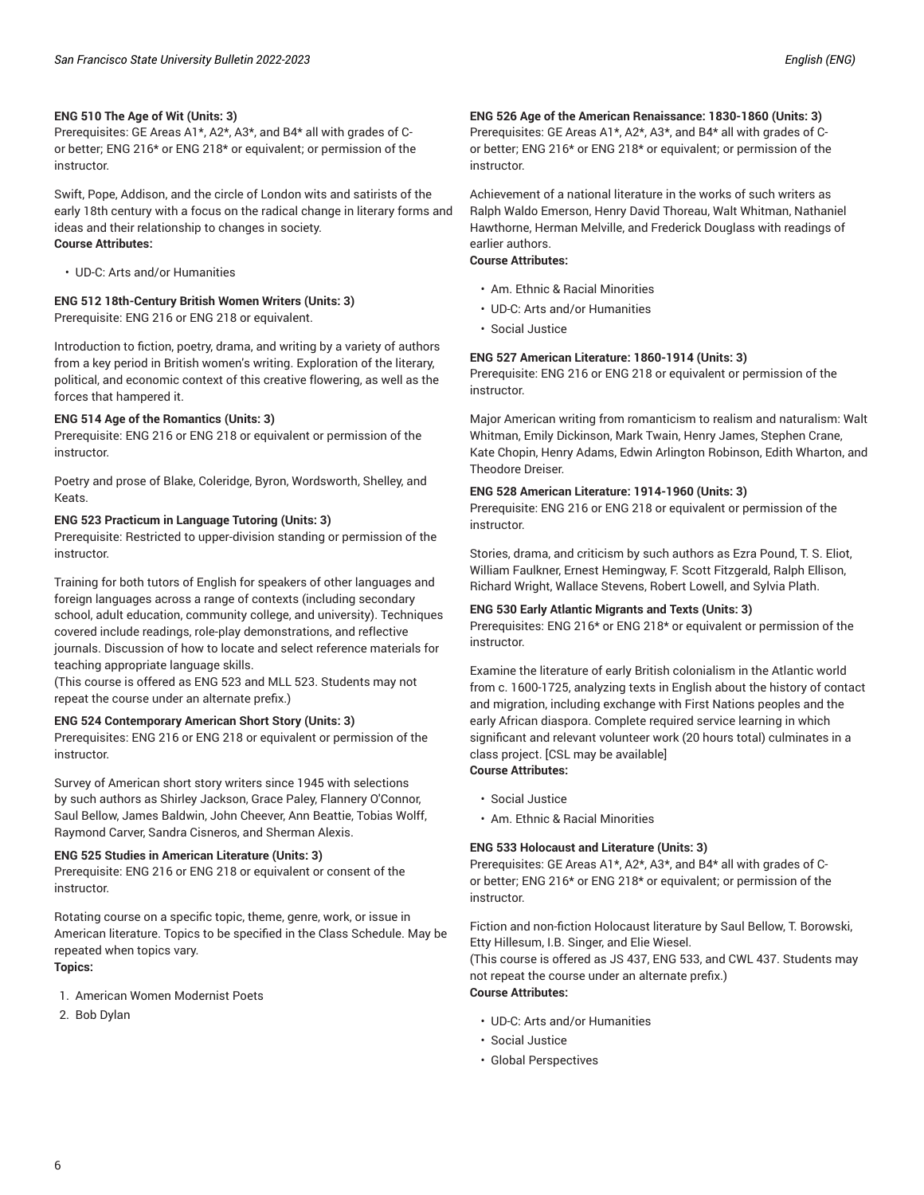**ENG 510 The Age of Wit (Units: 3)**
Prerequisites: GE Areas A1*, A2*, A3*, and B4* all with grades of C- or better; ENG 216* or ENG 218* or equivalent; or permission of the instructor.

Swift, Pope, Addison, and the circle of London wits and satirists of the early 18th century with a focus on the radical change in literary forms and ideas and their relationship to changes in society.
**Course Attributes:**

- UD-C: Arts and/or Humanities

**ENG 512 18th-Century British Women Writers (Units: 3)**
Prerequisite: ENG 216 or ENG 218 or equivalent.

Introduction to fiction, poetry, drama, and writing by a variety of authors from a key period in British women's writing. Exploration of the literary, political, and economic context of this creative flowering, as well as the forces that hampered it.

**ENG 514 Age of the Romantics (Units: 3)**
Prerequisite: ENG 216 or ENG 218 or equivalent or permission of the instructor.

Poetry and prose of Blake, Coleridge, Byron, Wordsworth, Shelley, and Keats.

**ENG 523 Practicum in Language Tutoring (Units: 3)**
Prerequisite: Restricted to upper-division standing or permission of the instructor.

Training for both tutors of English for speakers of other languages and foreign languages across a range of contexts (including secondary school, adult education, community college, and university). Techniques covered include readings, role-play demonstrations, and reflective journals. Discussion of how to locate and select reference materials for teaching appropriate language skills.
(This course is offered as ENG 523 and MLL 523. Students may not repeat the course under an alternate prefix.)

**ENG 524 Contemporary American Short Story (Units: 3)**
Prerequisites: ENG 216 or ENG 218 or equivalent or permission of the instructor.

Survey of American short story writers since 1945 with selections by such authors as Shirley Jackson, Grace Paley, Flannery O'Connor, Saul Bellow, James Baldwin, John Cheever, Ann Beattie, Tobias Wolff, Raymond Carver, Sandra Cisneros, and Sherman Alexis.

**ENG 525 Studies in American Literature (Units: 3)**
Prerequisite: ENG 216 or ENG 218 or equivalent or consent of the instructor.

Rotating course on a specific topic, theme, genre, work, or issue in American literature. Topics to be specified in the Class Schedule. May be repeated when topics vary.
**Topics:**

1. American Women Modernist Poets
2. Bob Dylan

**ENG 526 Age of the American Renaissance: 1830-1860 (Units: 3)**
Prerequisites: GE Areas A1*, A2*, A3*, and B4* all with grades of C- or better; ENG 216* or ENG 218* or equivalent; or permission of the instructor.

Achievement of a national literature in the works of such writers as Ralph Waldo Emerson, Henry David Thoreau, Walt Whitman, Nathaniel Hawthorne, Herman Melville, and Frederick Douglass with readings of earlier authors.
**Course Attributes:**

- Am. Ethnic & Racial Minorities
- UD-C: Arts and/or Humanities
- Social Justice

**ENG 527 American Literature: 1860-1914 (Units: 3)**
Prerequisite: ENG 216 or ENG 218 or equivalent or permission of the instructor.

Major American writing from romanticism to realism and naturalism: Walt Whitman, Emily Dickinson, Mark Twain, Henry James, Stephen Crane, Kate Chopin, Henry Adams, Edwin Arlington Robinson, Edith Wharton, and Theodore Dreiser.

**ENG 528 American Literature: 1914-1960 (Units: 3)**
Prerequisite: ENG 216 or ENG 218 or equivalent or permission of the instructor.

Stories, drama, and criticism by such authors as Ezra Pound, T. S. Eliot, William Faulkner, Ernest Hemingway, F. Scott Fitzgerald, Ralph Ellison, Richard Wright, Wallace Stevens, Robert Lowell, and Sylvia Plath.

**ENG 530 Early Atlantic Migrants and Texts (Units: 3)**
Prerequisites: ENG 216* or ENG 218* or equivalent or permission of the instructor.

Examine the literature of early British colonialism in the Atlantic world from c. 1600-1725, analyzing texts in English about the history of contact and migration, including exchange with First Nations peoples and the early African diaspora. Complete required service learning in which significant and relevant volunteer work (20 hours total) culminates in a class project. [CSL may be available]
**Course Attributes:**

- Social Justice
- Am. Ethnic & Racial Minorities

**ENG 533 Holocaust and Literature (Units: 3)**
Prerequisites: GE Areas A1*, A2*, A3*, and B4* all with grades of C- or better; ENG 216* or ENG 218* or equivalent; or permission of the instructor.

Fiction and non-fiction Holocaust literature by Saul Bellow, T. Borowski, Etty Hillesum, I.B. Singer, and Elie Wiesel.
(This course is offered as JS 437, ENG 533, and CWL 437. Students may not repeat the course under an alternate prefix.)
**Course Attributes:**

- UD-C: Arts and/or Humanities
- Social Justice
- Global Perspectives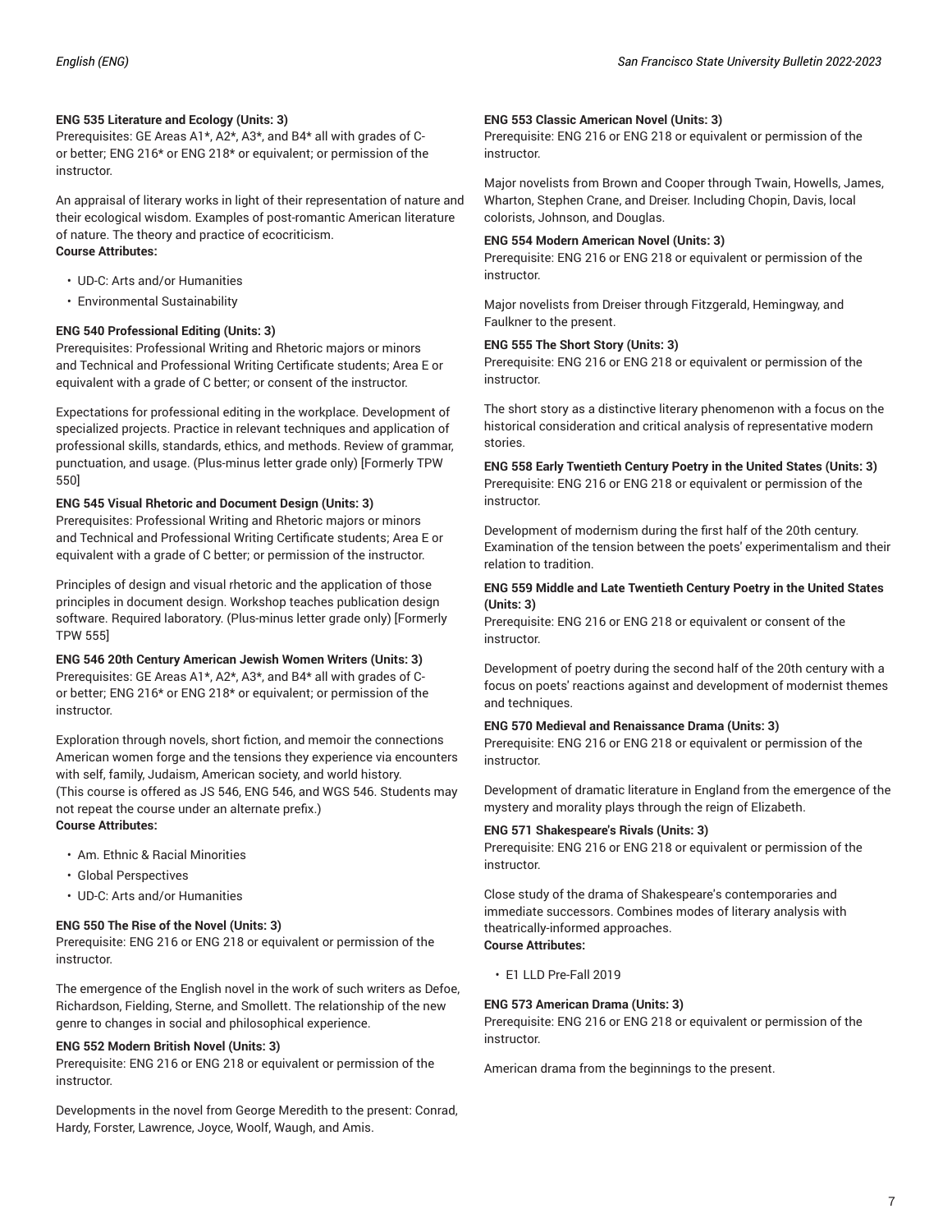**ENG 535 Literature and Ecology (Units: 3)**
Prerequisites: GE Areas A1*, A2*, A3*, and B4* all with grades of C- or better; ENG 216* or ENG 218* or equivalent; or permission of the instructor.

An appraisal of literary works in light of their representation of nature and their ecological wisdom. Examples of post-romantic American literature of nature. The theory and practice of ecocriticism.
**Course Attributes:**

- UD-C: Arts and/or Humanities
- Environmental Sustainability

**ENG 540 Professional Editing (Units: 3)**
Prerequisites: Professional Writing and Rhetoric majors or minors and Technical and Professional Writing Certificate students; Area E or equivalent with a grade of C better; or consent of the instructor.

Expectations for professional editing in the workplace. Development of specialized projects. Practice in relevant techniques and application of professional skills, standards, ethics, and methods. Review of grammar, punctuation, and usage. (Plus-minus letter grade only) [Formerly TPW 550]

**ENG 545 Visual Rhetoric and Document Design (Units: 3)**
Prerequisites: Professional Writing and Rhetoric majors or minors and Technical and Professional Writing Certificate students; Area E or equivalent with a grade of C better; or permission of the instructor.

Principles of design and visual rhetoric and the application of those principles in document design. Workshop teaches publication design software. Required laboratory. (Plus-minus letter grade only) [Formerly TPW 555]

**ENG 546 20th Century American Jewish Women Writers (Units: 3)**
Prerequisites: GE Areas A1*, A2*, A3*, and B4* all with grades of C- or better; ENG 216* or ENG 218* or equivalent; or permission of the instructor.

Exploration through novels, short fiction, and memoir the connections American women forge and the tensions they experience via encounters with self, family, Judaism, American society, and world history. (This course is offered as JS 546, ENG 546, and WGS 546. Students may not repeat the course under an alternate prefix.)
**Course Attributes:**

- Am. Ethnic & Racial Minorities
- Global Perspectives
- UD-C: Arts and/or Humanities

**ENG 550 The Rise of the Novel (Units: 3)**
Prerequisite: ENG 216 or ENG 218 or equivalent or permission of the instructor.

The emergence of the English novel in the work of such writers as Defoe, Richardson, Fielding, Sterne, and Smollett. The relationship of the new genre to changes in social and philosophical experience.

**ENG 552 Modern British Novel (Units: 3)**
Prerequisite: ENG 216 or ENG 218 or equivalent or permission of the instructor.

Developments in the novel from George Meredith to the present: Conrad, Hardy, Forster, Lawrence, Joyce, Woolf, Waugh, and Amis.

**ENG 553 Classic American Novel (Units: 3)**
Prerequisite: ENG 216 or ENG 218 or equivalent or permission of the instructor.

Major novelists from Brown and Cooper through Twain, Howells, James, Wharton, Stephen Crane, and Dreiser. Including Chopin, Davis, local colorists, Johnson, and Douglas.

**ENG 554 Modern American Novel (Units: 3)**
Prerequisite: ENG 216 or ENG 218 or equivalent or permission of the instructor.

Major novelists from Dreiser through Fitzgerald, Hemingway, and Faulkner to the present.

**ENG 555 The Short Story (Units: 3)**
Prerequisite: ENG 216 or ENG 218 or equivalent or permission of the instructor.

The short story as a distinctive literary phenomenon with a focus on the historical consideration and critical analysis of representative modern stories.

**ENG 558 Early Twentieth Century Poetry in the United States (Units: 3)**
Prerequisite: ENG 216 or ENG 218 or equivalent or permission of the instructor.

Development of modernism during the first half of the 20th century. Examination of the tension between the poets' experimentalism and their relation to tradition.

**ENG 559 Middle and Late Twentieth Century Poetry in the United States (Units: 3)**
Prerequisite: ENG 216 or ENG 218 or equivalent or consent of the instructor.

Development of poetry during the second half of the 20th century with a focus on poets' reactions against and development of modernist themes and techniques.

**ENG 570 Medieval and Renaissance Drama (Units: 3)**
Prerequisite: ENG 216 or ENG 218 or equivalent or permission of the instructor.

Development of dramatic literature in England from the emergence of the mystery and morality plays through the reign of Elizabeth.

**ENG 571 Shakespeare's Rivals (Units: 3)**
Prerequisite: ENG 216 or ENG 218 or equivalent or permission of the instructor.

Close study of the drama of Shakespeare's contemporaries and immediate successors. Combines modes of literary analysis with theatrically-informed approaches.
**Course Attributes:**

- E1 LLD Pre-Fall 2019

**ENG 573 American Drama (Units: 3)**
Prerequisite: ENG 216 or ENG 218 or equivalent or permission of the instructor.

American drama from the beginnings to the present.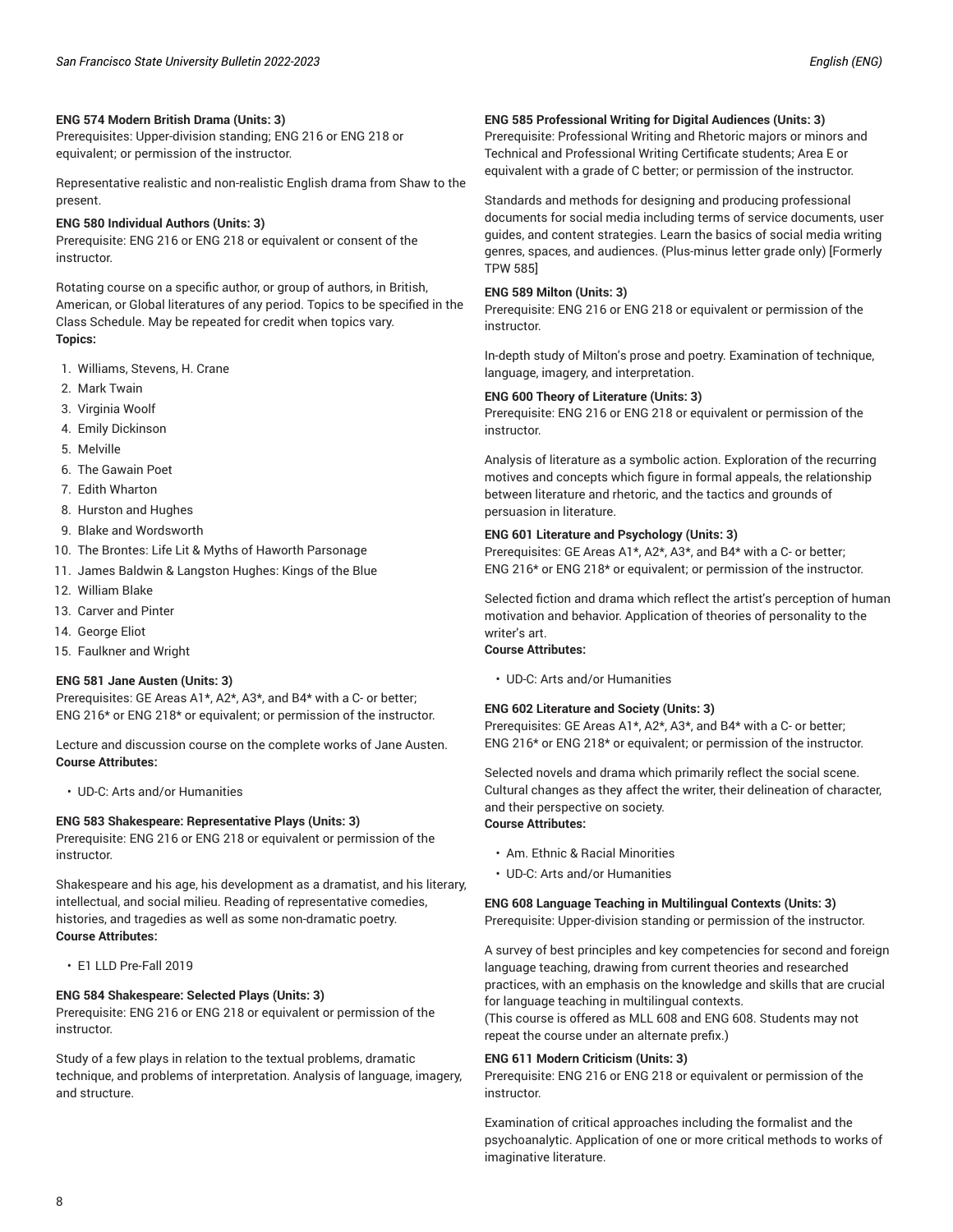**ENG 574 Modern British Drama (Units: 3)**
Prerequisites: Upper-division standing; ENG 216 or ENG 218 or equivalent; or permission of the instructor.

Representative realistic and non-realistic English drama from Shaw to the present.

**ENG 580 Individual Authors (Units: 3)**
Prerequisite: ENG 216 or ENG 218 or equivalent or consent of the instructor.

Rotating course on a specific author, or group of authors, in British, American, or Global literatures of any period. Topics to be specified in the Class Schedule. May be repeated for credit when topics vary.
**Topics:**

1. Williams, Stevens, H. Crane
2. Mark Twain
3. Virginia Woolf
4. Emily Dickinson
5. Melville
6. The Gawain Poet
7. Edith Wharton
8. Hurston and Hughes
9. Blake and Wordsworth
10. The Brontes: Life Lit & Myths of Haworth Parsonage
11. James Baldwin & Langston Hughes: Kings of the Blue
12. William Blake
13. Carver and Pinter
14. George Eliot
15. Faulkner and Wright

**ENG 581 Jane Austen (Units: 3)**
Prerequisites: GE Areas A1*, A2*, A3*, and B4* with a C- or better; ENG 216* or ENG 218* or equivalent; or permission of the instructor.

Lecture and discussion course on the complete works of Jane Austen.
**Course Attributes:**

- UD-C: Arts and/or Humanities

**ENG 583 Shakespeare: Representative Plays (Units: 3)**
Prerequisite: ENG 216 or ENG 218 or equivalent or permission of the instructor.

Shakespeare and his age, his development as a dramatist, and his literary, intellectual, and social milieu. Reading of representative comedies, histories, and tragedies as well as some non-dramatic poetry.
**Course Attributes:**

- E1 LLD Pre-Fall 2019

**ENG 584 Shakespeare: Selected Plays (Units: 3)**
Prerequisite: ENG 216 or ENG 218 or equivalent or permission of the instructor.

Study of a few plays in relation to the textual problems, dramatic technique, and problems of interpretation. Analysis of language, imagery, and structure.

**ENG 585 Professional Writing for Digital Audiences (Units: 3)**
Prerequisite: Professional Writing and Rhetoric majors or minors and Technical and Professional Writing Certificate students; Area E or equivalent with a grade of C better; or permission of the instructor.

Standards and methods for designing and producing professional documents for social media including terms of service documents, user guides, and content strategies. Learn the basics of social media writing genres, spaces, and audiences. (Plus-minus letter grade only) [Formerly TPW 585]

**ENG 589 Milton (Units: 3)**
Prerequisite: ENG 216 or ENG 218 or equivalent or permission of the instructor.

In-depth study of Milton's prose and poetry. Examination of technique, language, imagery, and interpretation.

**ENG 600 Theory of Literature (Units: 3)**
Prerequisite: ENG 216 or ENG 218 or equivalent or permission of the instructor.

Analysis of literature as a symbolic action. Exploration of the recurring motives and concepts which figure in formal appeals, the relationship between literature and rhetoric, and the tactics and grounds of persuasion in literature.

**ENG 601 Literature and Psychology (Units: 3)**
Prerequisites: GE Areas A1*, A2*, A3*, and B4* with a C- or better; ENG 216* or ENG 218* or equivalent; or permission of the instructor.

Selected fiction and drama which reflect the artist's perception of human motivation and behavior. Application of theories of personality to the writer's art.
**Course Attributes:**

- UD-C: Arts and/or Humanities

**ENG 602 Literature and Society (Units: 3)**
Prerequisites: GE Areas A1*, A2*, A3*, and B4* with a C- or better; ENG 216* or ENG 218* or equivalent; or permission of the instructor.

Selected novels and drama which primarily reflect the social scene. Cultural changes as they affect the writer, their delineation of character, and their perspective on society.
**Course Attributes:**

- Am. Ethnic & Racial Minorities
- UD-C: Arts and/or Humanities

**ENG 608 Language Teaching in Multilingual Contexts (Units: 3)**
Prerequisite: Upper-division standing or permission of the instructor.

A survey of best principles and key competencies for second and foreign language teaching, drawing from current theories and researched practices, with an emphasis on the knowledge and skills that are crucial for language teaching in multilingual contexts.
(This course is offered as MLL 608 and ENG 608. Students may not repeat the course under an alternate prefix.)

**ENG 611 Modern Criticism (Units: 3)**
Prerequisite: ENG 216 or ENG 218 or equivalent or permission of the instructor.

Examination of critical approaches including the formalist and the psychoanalytic. Application of one or more critical methods to works of imaginative literature.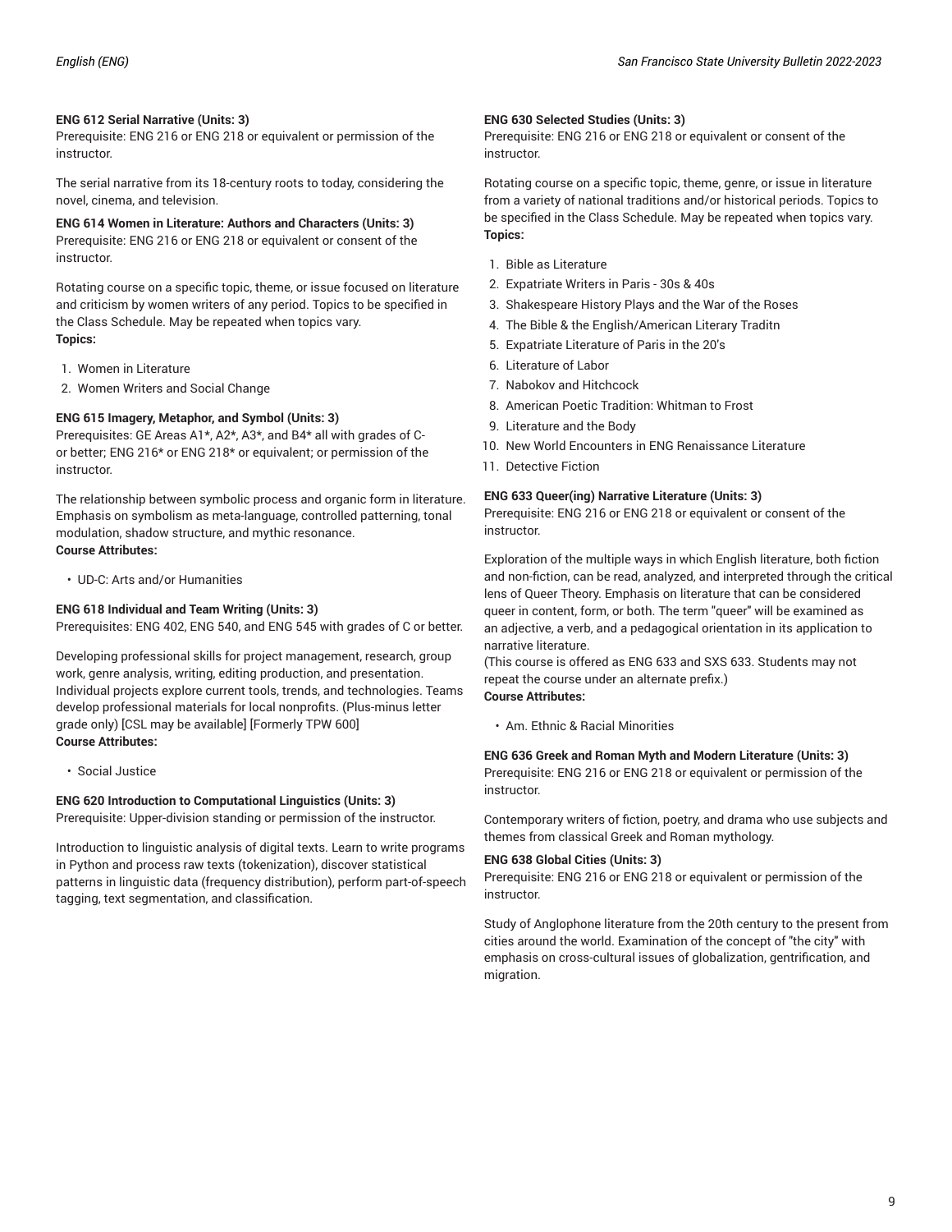**ENG 612 Serial Narrative (Units: 3)**
Prerequisite: ENG 216 or ENG 218 or equivalent or permission of the instructor.

The serial narrative from its 18-century roots to today, considering the novel, cinema, and television.

**ENG 614 Women in Literature: Authors and Characters (Units: 3)**
Prerequisite: ENG 216 or ENG 218 or equivalent or consent of the instructor.

Rotating course on a specific topic, theme, or issue focused on literature and criticism by women writers of any period. Topics to be specified in the Class Schedule. May be repeated when topics vary.
**Topics:**

1. Women in Literature
2. Women Writers and Social Change

**ENG 615 Imagery, Metaphor, and Symbol (Units: 3)**
Prerequisites: GE Areas A1*, A2*, A3*, and B4* all with grades of C- or better; ENG 216* or ENG 218* or equivalent; or permission of the instructor.

The relationship between symbolic process and organic form in literature. Emphasis on symbolism as meta-language, controlled patterning, tonal modulation, shadow structure, and mythic resonance.
**Course Attributes:**

- UD-C: Arts and/or Humanities

**ENG 618 Individual and Team Writing (Units: 3)**
Prerequisites: ENG 402, ENG 540, and ENG 545 with grades of C or better.

Developing professional skills for project management, research, group work, genre analysis, writing, editing production, and presentation. Individual projects explore current tools, trends, and technologies. Teams develop professional materials for local nonprofits. (Plus-minus letter grade only) [CSL may be available] [Formerly TPW 600]
**Course Attributes:**

- Social Justice

**ENG 620 Introduction to Computational Linguistics (Units: 3)**
Prerequisite: Upper-division standing or permission of the instructor.

Introduction to linguistic analysis of digital texts. Learn to write programs in Python and process raw texts (tokenization), discover statistical patterns in linguistic data (frequency distribution), perform part-of-speech tagging, text segmentation, and classification.

**ENG 630 Selected Studies (Units: 3)**
Prerequisite: ENG 216 or ENG 218 or equivalent or consent of the instructor.

Rotating course on a specific topic, theme, genre, or issue in literature from a variety of national traditions and/or historical periods. Topics to be specified in the Class Schedule. May be repeated when topics vary.
**Topics:**

1. Bible as Literature
2. Expatriate Writers in Paris - 30s & 40s
3. Shakespeare History Plays and the War of the Roses
4. The Bible & the English/American Literary Traditn
5. Expatriate Literature of Paris in the 20's
6. Literature of Labor
7. Nabokov and Hitchcock
8. American Poetic Tradition: Whitman to Frost
9. Literature and the Body
10. New World Encounters in ENG Renaissance Literature
11. Detective Fiction

**ENG 633 Queer(ing) Narrative Literature (Units: 3)**
Prerequisite: ENG 216 or ENG 218 or equivalent or consent of the instructor.

Exploration of the multiple ways in which English literature, both fiction and non-fiction, can be read, analyzed, and interpreted through the critical lens of Queer Theory. Emphasis on literature that can be considered queer in content, form, or both. The term "queer" will be examined as an adjective, a verb, and a pedagogical orientation in its application to narrative literature.
(This course is offered as ENG 633 and SXS 633. Students may not repeat the course under an alternate prefix.)
**Course Attributes:**

- Am. Ethnic & Racial Minorities

**ENG 636 Greek and Roman Myth and Modern Literature (Units: 3)**
Prerequisite: ENG 216 or ENG 218 or equivalent or permission of the instructor.

Contemporary writers of fiction, poetry, and drama who use subjects and themes from classical Greek and Roman mythology.

**ENG 638 Global Cities (Units: 3)**
Prerequisite: ENG 216 or ENG 218 or equivalent or permission of the instructor.

Study of Anglophone literature from the 20th century to the present from cities around the world. Examination of the concept of "the city" with emphasis on cross-cultural issues of globalization, gentrification, and migration.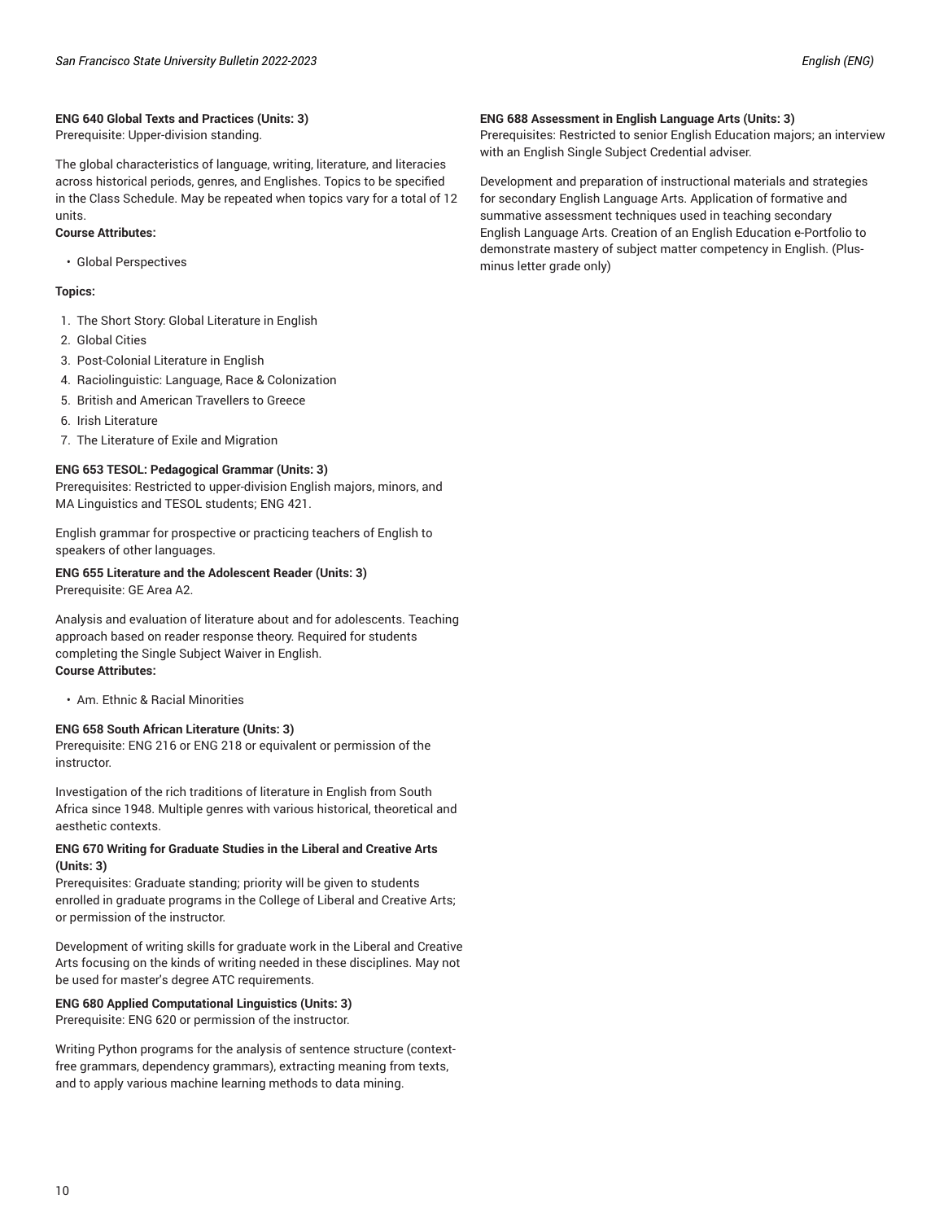**ENG 640 Global Texts and Practices (Units: 3)**
Prerequisite: Upper-division standing.

The global characteristics of language, writing, literature, and literacies across historical periods, genres, and Englishes. Topics to be specified in the Class Schedule. May be repeated when topics vary for a total of 12 units.

**Course Attributes:**

- Global Perspectives

**Topics:**

1. The Short Story: Global Literature in English
2. Global Cities
3. Post-Colonial Literature in English
4. Raciolinguistic: Language, Race & Colonization
5. British and American Travellers to Greece
6. Irish Literature
7. The Literature of Exile and Migration

**ENG 653 TESOL: Pedagogical Grammar (Units: 3)**
Prerequisites: Restricted to upper-division English majors, minors, and MA Linguistics and TESOL students; ENG 421.

English grammar for prospective or practicing teachers of English to speakers of other languages.

**ENG 655 Literature and the Adolescent Reader (Units: 3)**
Prerequisite: GE Area A2.

Analysis and evaluation of literature about and for adolescents. Teaching approach based on reader response theory. Required for students completing the Single Subject Waiver in English.

**Course Attributes:**

- Am. Ethnic & Racial Minorities

**ENG 658 South African Literature (Units: 3)**
Prerequisite: ENG 216 or ENG 218 or equivalent or permission of the instructor.

Investigation of the rich traditions of literature in English from South Africa since 1948. Multiple genres with various historical, theoretical and aesthetic contexts.

**ENG 670 Writing for Graduate Studies in the Liberal and Creative Arts (Units: 3)**
Prerequisites: Graduate standing; priority will be given to students enrolled in graduate programs in the College of Liberal and Creative Arts; or permission of the instructor.

Development of writing skills for graduate work in the Liberal and Creative Arts focusing on the kinds of writing needed in these disciplines. May not be used for master's degree ATC requirements.

**ENG 680 Applied Computational Linguistics (Units: 3)**
Prerequisite: ENG 620 or permission of the instructor.

Writing Python programs for the analysis of sentence structure (context-free grammars, dependency grammars), extracting meaning from texts, and to apply various machine learning methods to data mining.

**ENG 688 Assessment in English Language Arts (Units: 3)**
Prerequisites: Restricted to senior English Education majors; an interview with an English Single Subject Credential adviser.

Development and preparation of instructional materials and strategies for secondary English Language Arts. Application of formative and summative assessment techniques used in teaching secondary English Language Arts. Creation of an English Education e-Portfolio to demonstrate mastery of subject matter competency in English. (Plus-minus letter grade only)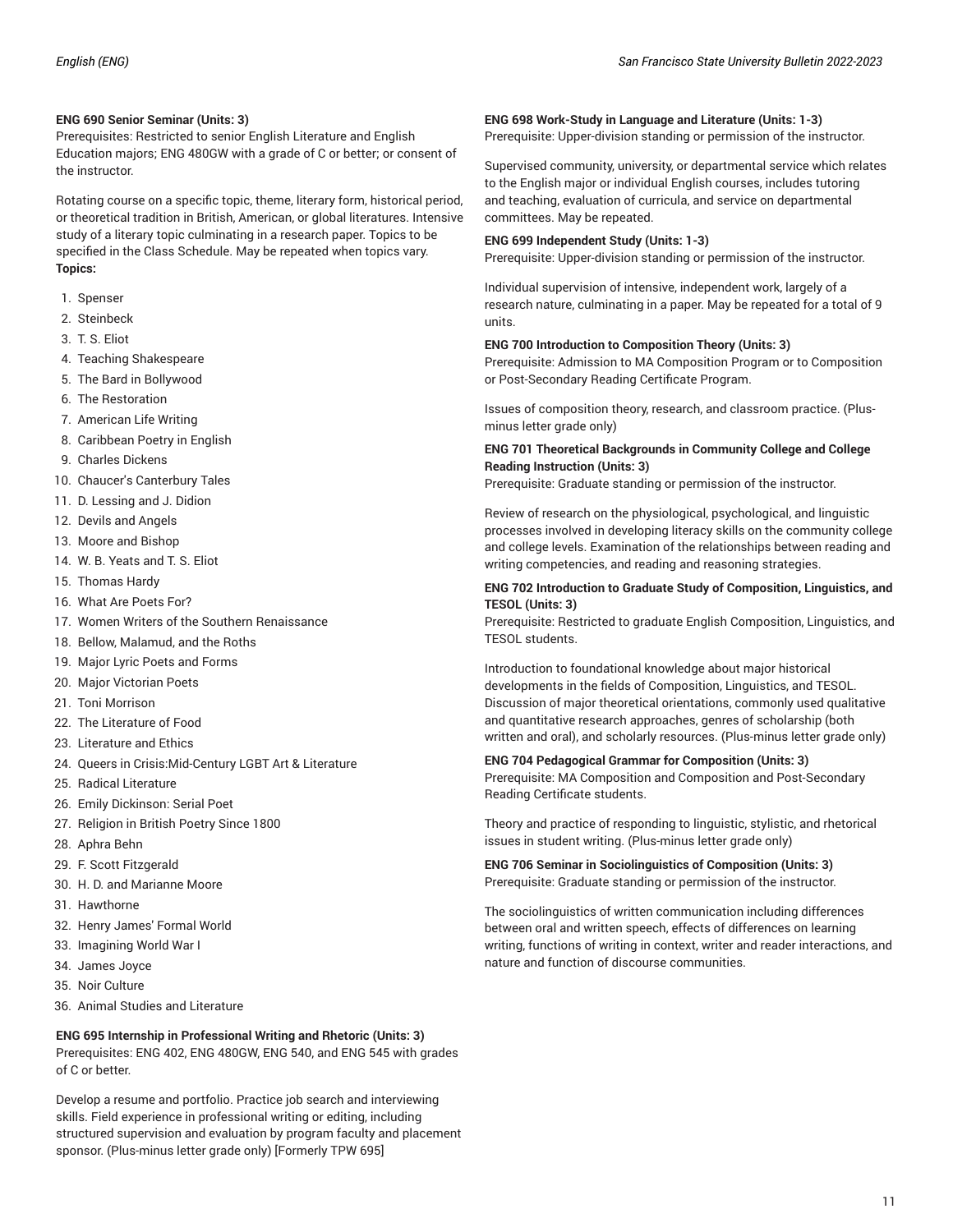**ENG 690 Senior Seminar (Units: 3)**
Prerequisites: Restricted to senior English Literature and English Education majors; ENG 480GW with a grade of C or better; or consent of the instructor.

Rotating course on a specific topic, theme, literary form, historical period, or theoretical tradition in British, American, or global literatures. Intensive study of a literary topic culminating in a research paper. Topics to be specified in the Class Schedule. May be repeated when topics vary.
**Topics:**

1. Spenser
2. Steinbeck
3. T. S. Eliot
4. Teaching Shakespeare
5. The Bard in Bollywood
6. The Restoration
7. American Life Writing
8. Caribbean Poetry in English
9. Charles Dickens
10. Chaucer's Canterbury Tales
11. D. Lessing and J. Didion
12. Devils and Angels
13. Moore and Bishop
14. W. B. Yeats and T. S. Eliot
15. Thomas Hardy
16. What Are Poets For?
17. Women Writers of the Southern Renaissance
18. Bellow, Malamud, and the Roths
19. Major Lyric Poets and Forms
20. Major Victorian Poets
21. Toni Morrison
22. The Literature of Food
23. Literature and Ethics
24. Queers in Crisis:Mid-Century LGBT Art & Literature
25. Radical Literature
26. Emily Dickinson: Serial Poet
27. Religion in British Poetry Since 1800
28. Aphra Behn
29. F. Scott Fitzgerald
30. H. D. and Marianne Moore
31. Hawthorne
32. Henry James' Formal World
33. Imagining World War I
34. James Joyce
35. Noir Culture
36. Animal Studies and Literature

**ENG 695 Internship in Professional Writing and Rhetoric (Units: 3)**
Prerequisites: ENG 402, ENG 480GW, ENG 540, and ENG 545 with grades of C or better.

Develop a resume and portfolio. Practice job search and interviewing skills. Field experience in professional writing or editing, including structured supervision and evaluation by program faculty and placement sponsor. (Plus-minus letter grade only) [Formerly TPW 695]

**ENG 698 Work-Study in Language and Literature (Units: 1-3)**
Prerequisite: Upper-division standing or permission of the instructor.

Supervised community, university, or departmental service which relates to the English major or individual English courses, includes tutoring and teaching, evaluation of curricula, and service on departmental committees. May be repeated.

**ENG 699 Independent Study (Units: 1-3)**
Prerequisite: Upper-division standing or permission of the instructor.

Individual supervision of intensive, independent work, largely of a research nature, culminating in a paper. May be repeated for a total of 9 units.

**ENG 700 Introduction to Composition Theory (Units: 3)**
Prerequisite: Admission to MA Composition Program or to Composition or Post-Secondary Reading Certificate Program.

Issues of composition theory, research, and classroom practice. (Plus-minus letter grade only)

**ENG 701 Theoretical Backgrounds in Community College and College Reading Instruction (Units: 3)**
Prerequisite: Graduate standing or permission of the instructor.

Review of research on the physiological, psychological, and linguistic processes involved in developing literacy skills on the community college and college levels. Examination of the relationships between reading and writing competencies, and reading and reasoning strategies.

**ENG 702 Introduction to Graduate Study of Composition, Linguistics, and TESOL (Units: 3)**
Prerequisite: Restricted to graduate English Composition, Linguistics, and TESOL students.

Introduction to foundational knowledge about major historical developments in the fields of Composition, Linguistics, and TESOL. Discussion of major theoretical orientations, commonly used qualitative and quantitative research approaches, genres of scholarship (both written and oral), and scholarly resources. (Plus-minus letter grade only)

**ENG 704 Pedagogical Grammar for Composition (Units: 3)**
Prerequisite: MA Composition and Composition and Post-Secondary Reading Certificate students.

Theory and practice of responding to linguistic, stylistic, and rhetorical issues in student writing. (Plus-minus letter grade only)

**ENG 706 Seminar in Sociolinguistics of Composition (Units: 3)**
Prerequisite: Graduate standing or permission of the instructor.

The sociolinguistics of written communication including differences between oral and written speech, effects of differences on learning writing, functions of writing in context, writer and reader interactions, and nature and function of discourse communities.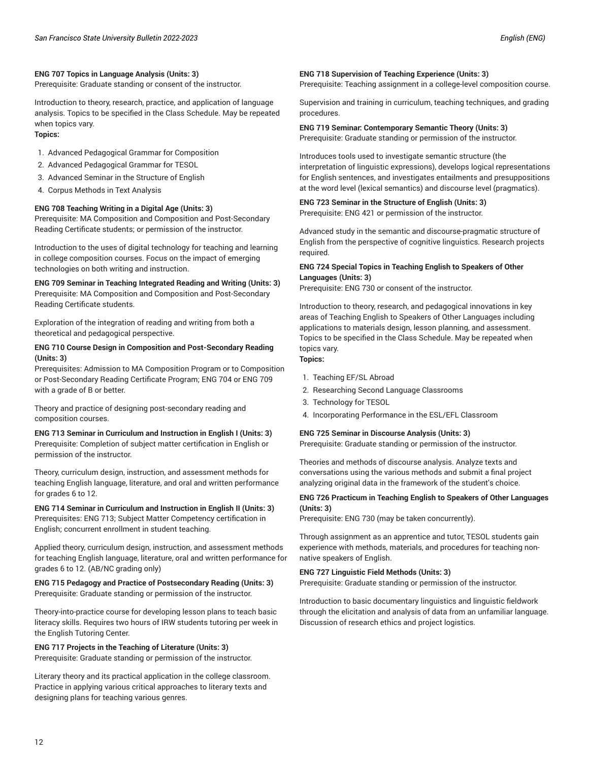**ENG 707 Topics in Language Analysis (Units: 3)**
Prerequisite: Graduate standing or consent of the instructor.

Introduction to theory, research, practice, and application of language analysis. Topics to be specified in the Class Schedule. May be repeated when topics vary.
**Topics:**

1. Advanced Pedagogical Grammar for Composition
2. Advanced Pedagogical Grammar for TESOL
3. Advanced Seminar in the Structure of English
4. Corpus Methods in Text Analysis

**ENG 708 Teaching Writing in a Digital Age (Units: 3)**
Prerequisite: MA Composition and Composition and Post-Secondary Reading Certificate students; or permission of the instructor.

Introduction to the uses of digital technology for teaching and learning in college composition courses. Focus on the impact of emerging technologies on both writing and instruction.

**ENG 709 Seminar in Teaching Integrated Reading and Writing (Units: 3)**
Prerequisite: MA Composition and Composition and Post-Secondary Reading Certificate students.

Exploration of the integration of reading and writing from both a theoretical and pedagogical perspective.

**ENG 710 Course Design in Composition and Post-Secondary Reading (Units: 3)**
Prerequisites: Admission to MA Composition Program or to Composition or Post-Secondary Reading Certificate Program; ENG 704 or ENG 709 with a grade of B or better.

Theory and practice of designing post-secondary reading and composition courses.

**ENG 713 Seminar in Curriculum and Instruction in English I (Units: 3)**
Prerequisite: Completion of subject matter certification in English or permission of the instructor.

Theory, curriculum design, instruction, and assessment methods for teaching English language, literature, and oral and written performance for grades 6 to 12.

**ENG 714 Seminar in Curriculum and Instruction in English II (Units: 3)**
Prerequisites: ENG 713; Subject Matter Competency certification in English; concurrent enrollment in student teaching.

Applied theory, curriculum design, instruction, and assessment methods for teaching English language, literature, oral and written performance for grades 6 to 12. (AB/NC grading only)

**ENG 715 Pedagogy and Practice of Postsecondary Reading (Units: 3)**
Prerequisite: Graduate standing or permission of the instructor.

Theory-into-practice course for developing lesson plans to teach basic literacy skills. Requires two hours of IRW students tutoring per week in the English Tutoring Center.

**ENG 717 Projects in the Teaching of Literature (Units: 3)**
Prerequisite: Graduate standing or permission of the instructor.

Literary theory and its practical application in the college classroom. Practice in applying various critical approaches to literary texts and designing plans for teaching various genres.

**ENG 718 Supervision of Teaching Experience (Units: 3)**
Prerequisite: Teaching assignment in a college-level composition course.

Supervision and training in curriculum, teaching techniques, and grading procedures.

**ENG 719 Seminar: Contemporary Semantic Theory (Units: 3)**
Prerequisite: Graduate standing or permission of the instructor.

Introduces tools used to investigate semantic structure (the interpretation of linguistic expressions), develops logical representations for English sentences, and investigates entailments and presuppositions at the word level (lexical semantics) and discourse level (pragmatics).

**ENG 723 Seminar in the Structure of English (Units: 3)**
Prerequisite: ENG 421 or permission of the instructor.

Advanced study in the semantic and discourse-pragmatic structure of English from the perspective of cognitive linguistics. Research projects required.

**ENG 724 Special Topics in Teaching English to Speakers of Other Languages (Units: 3)**
Prerequisite: ENG 730 or consent of the instructor.

Introduction to theory, research, and pedagogical innovations in key areas of Teaching English to Speakers of Other Languages including applications to materials design, lesson planning, and assessment. Topics to be specified in the Class Schedule. May be repeated when topics vary.
**Topics:**

1. Teaching EF/SL Abroad
2. Researching Second Language Classrooms
3. Technology for TESOL
4. Incorporating Performance in the ESL/EFL Classroom

**ENG 725 Seminar in Discourse Analysis (Units: 3)**
Prerequisite: Graduate standing or permission of the instructor.

Theories and methods of discourse analysis. Analyze texts and conversations using the various methods and submit a final project analyzing original data in the framework of the student's choice.

**ENG 726 Practicum in Teaching English to Speakers of Other Languages (Units: 3)**
Prerequisite: ENG 730 (may be taken concurrently).

Through assignment as an apprentice and tutor, TESOL students gain experience with methods, materials, and procedures for teaching non-native speakers of English.

**ENG 727 Linguistic Field Methods (Units: 3)**
Prerequisite: Graduate standing or permission of the instructor.

Introduction to basic documentary linguistics and linguistic fieldwork through the elicitation and analysis of data from an unfamiliar language. Discussion of research ethics and project logistics.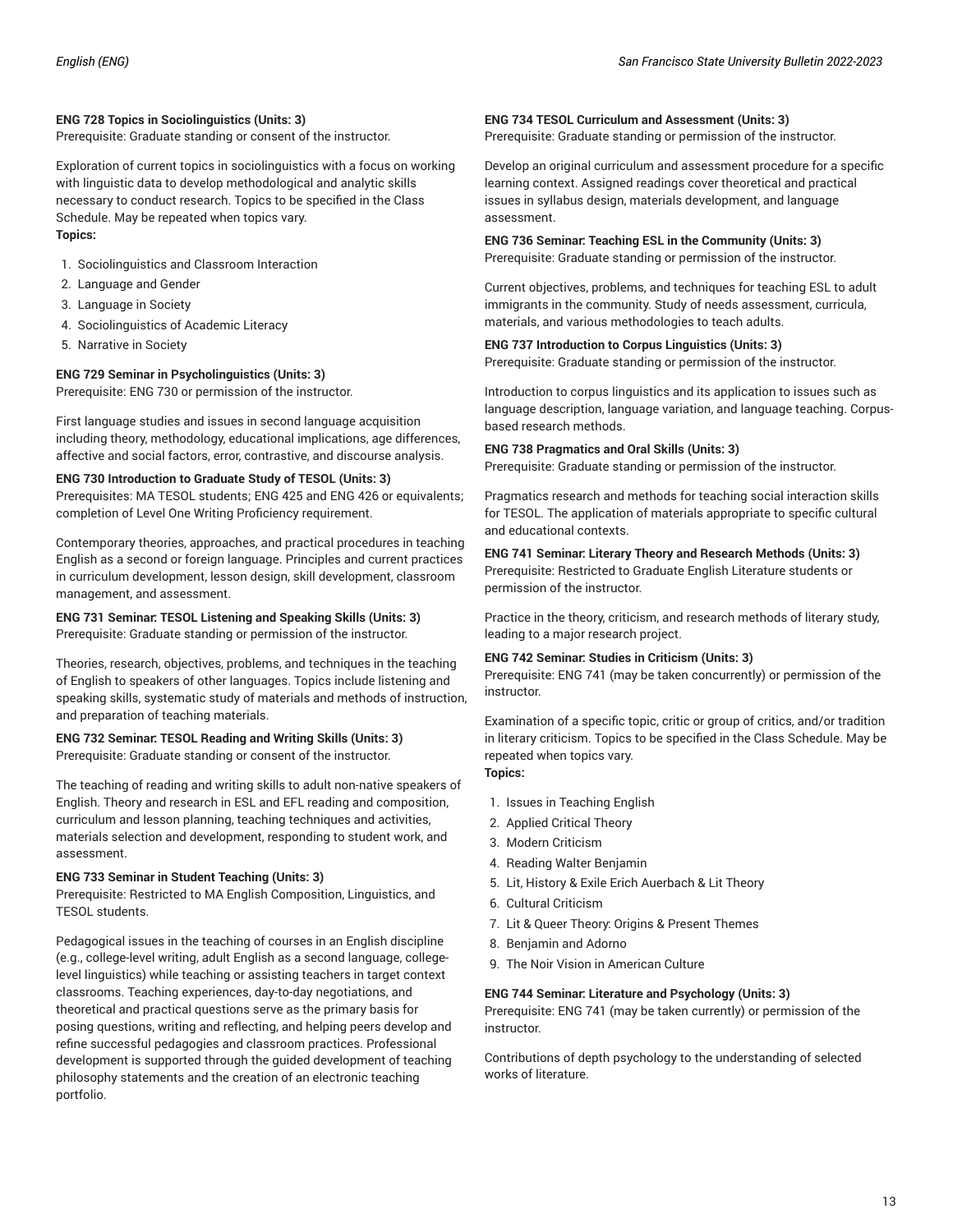**ENG 728 Topics in Sociolinguistics (Units: 3)**
Prerequisite: Graduate standing or consent of the instructor.

Exploration of current topics in sociolinguistics with a focus on working with linguistic data to develop methodological and analytic skills necessary to conduct research. Topics to be specified in the Class Schedule. May be repeated when topics vary.
**Topics:**

1. Sociolinguistics and Classroom Interaction
2. Language and Gender
3. Language in Society
4. Sociolinguistics of Academic Literacy
5. Narrative in Society

**ENG 729 Seminar in Psycholinguistics (Units: 3)**
Prerequisite: ENG 730 or permission of the instructor.

First language studies and issues in second language acquisition including theory, methodology, educational implications, age differences, affective and social factors, error, contrastive, and discourse analysis.

**ENG 730 Introduction to Graduate Study of TESOL (Units: 3)**
Prerequisites: MA TESOL students; ENG 425 and ENG 426 or equivalents; completion of Level One Writing Proficiency requirement.

Contemporary theories, approaches, and practical procedures in teaching English as a second or foreign language. Principles and current practices in curriculum development, lesson design, skill development, classroom management, and assessment.

**ENG 731 Seminar: TESOL Listening and Speaking Skills (Units: 3)**
Prerequisite: Graduate standing or permission of the instructor.

Theories, research, objectives, problems, and techniques in the teaching of English to speakers of other languages. Topics include listening and speaking skills, systematic study of materials and methods of instruction, and preparation of teaching materials.

**ENG 732 Seminar: TESOL Reading and Writing Skills (Units: 3)**
Prerequisite: Graduate standing or consent of the instructor.

The teaching of reading and writing skills to adult non-native speakers of English. Theory and research in ESL and EFL reading and composition, curriculum and lesson planning, teaching techniques and activities, materials selection and development, responding to student work, and assessment.

**ENG 733 Seminar in Student Teaching (Units: 3)**
Prerequisite: Restricted to MA English Composition, Linguistics, and TESOL students.

Pedagogical issues in the teaching of courses in an English discipline (e.g., college-level writing, adult English as a second language, college-level linguistics) while teaching or assisting teachers in target context classrooms. Teaching experiences, day-to-day negotiations, and theoretical and practical questions serve as the primary basis for posing questions, writing and reflecting, and helping peers develop and refine successful pedagogies and classroom practices. Professional development is supported through the guided development of teaching philosophy statements and the creation of an electronic teaching portfolio.

**ENG 734 TESOL Curriculum and Assessment (Units: 3)**
Prerequisite: Graduate standing or permission of the instructor.

Develop an original curriculum and assessment procedure for a specific learning context. Assigned readings cover theoretical and practical issues in syllabus design, materials development, and language assessment.

**ENG 736 Seminar: Teaching ESL in the Community (Units: 3)**
Prerequisite: Graduate standing or permission of the instructor.

Current objectives, problems, and techniques for teaching ESL to adult immigrants in the community. Study of needs assessment, curricula, materials, and various methodologies to teach adults.

**ENG 737 Introduction to Corpus Linguistics (Units: 3)**
Prerequisite: Graduate standing or permission of the instructor.

Introduction to corpus linguistics and its application to issues such as language description, language variation, and language teaching. Corpus-based research methods.

**ENG 738 Pragmatics and Oral Skills (Units: 3)**
Prerequisite: Graduate standing or permission of the instructor.

Pragmatics research and methods for teaching social interaction skills for TESOL. The application of materials appropriate to specific cultural and educational contexts.

**ENG 741 Seminar: Literary Theory and Research Methods (Units: 3)**
Prerequisite: Restricted to Graduate English Literature students or permission of the instructor.

Practice in the theory, criticism, and research methods of literary study, leading to a major research project.

**ENG 742 Seminar: Studies in Criticism (Units: 3)**
Prerequisite: ENG 741 (may be taken concurrently) or permission of the instructor.

Examination of a specific topic, critic or group of critics, and/or tradition in literary criticism. Topics to be specified in the Class Schedule. May be repeated when topics vary.
**Topics:**

1. Issues in Teaching English
2. Applied Critical Theory
3. Modern Criticism
4. Reading Walter Benjamin
5. Lit, History & Exile Erich Auerbach & Lit Theory
6. Cultural Criticism
7. Lit & Queer Theory: Origins & Present Themes
8. Benjamin and Adorno
9. The Noir Vision in American Culture

**ENG 744 Seminar: Literature and Psychology (Units: 3)**
Prerequisite: ENG 741 (may be taken currently) or permission of the instructor.

Contributions of depth psychology to the understanding of selected works of literature.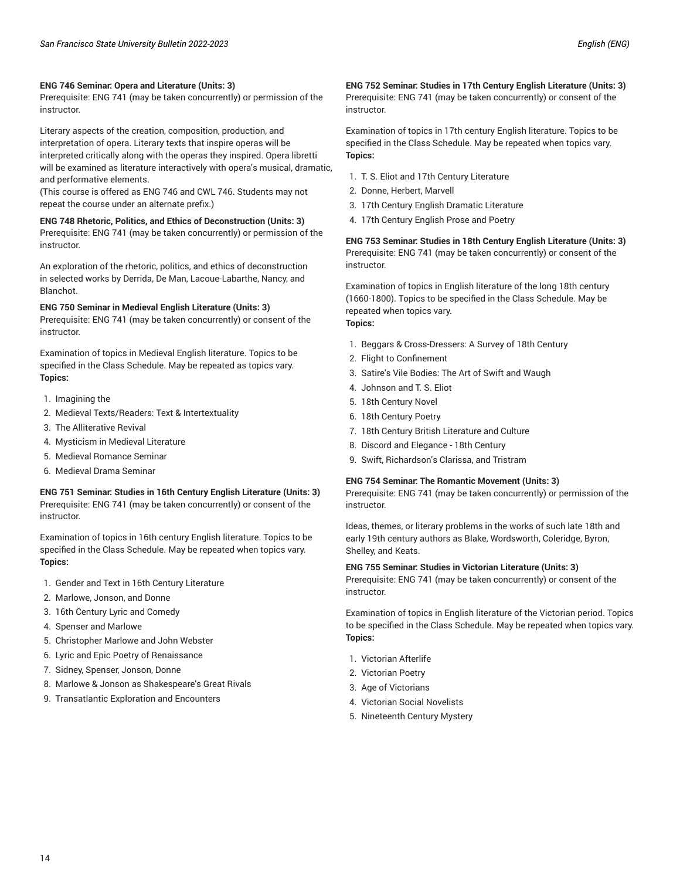**ENG 746 Seminar: Opera and Literature (Units: 3)**
Prerequisite: ENG 741 (may be taken concurrently) or permission of the instructor.

Literary aspects of the creation, composition, production, and interpretation of opera. Literary texts that inspire operas will be interpreted critically along with the operas they inspired. Opera libretti will be examined as literature interactively with opera's musical, dramatic, and performative elements.
(This course is offered as ENG 746 and CWL 746. Students may not repeat the course under an alternate prefix.)

**ENG 748 Rhetoric, Politics, and Ethics of Deconstruction (Units: 3)**
Prerequisite: ENG 741 (may be taken concurrently) or permission of the instructor.

An exploration of the rhetoric, politics, and ethics of deconstruction in selected works by Derrida, De Man, Lacoue-Labarthe, Nancy, and Blanchot.

**ENG 750 Seminar in Medieval English Literature (Units: 3)**
Prerequisite: ENG 741 (may be taken concurrently) or consent of the instructor.

Examination of topics in Medieval English literature. Topics to be specified in the Class Schedule. May be repeated as topics vary.
**Topics:**

1. Imagining the
2. Medieval Texts/Readers: Text & Intertextuality
3. The Alliterative Revival
4. Mysticism in Medieval Literature
5. Medieval Romance Seminar
6. Medieval Drama Seminar

**ENG 751 Seminar: Studies in 16th Century English Literature (Units: 3)**
Prerequisite: ENG 741 (may be taken concurrently) or consent of the instructor.

Examination of topics in 16th century English literature. Topics to be specified in the Class Schedule. May be repeated when topics vary.
**Topics:**

1. Gender and Text in 16th Century Literature
2. Marlowe, Jonson, and Donne
3. 16th Century Lyric and Comedy
4. Spenser and Marlowe
5. Christopher Marlowe and John Webster
6. Lyric and Epic Poetry of Renaissance
7. Sidney, Spenser, Jonson, Donne
8. Marlowe & Jonson as Shakespeare's Great Rivals
9. Transatlantic Exploration and Encounters

**ENG 752 Seminar: Studies in 17th Century English Literature (Units: 3)**
Prerequisite: ENG 741 (may be taken concurrently) or consent of the instructor.

Examination of topics in 17th century English literature. Topics to be specified in the Class Schedule. May be repeated when topics vary.
**Topics:**

1. T. S. Eliot and 17th Century Literature
2. Donne, Herbert, Marvell
3. 17th Century English Dramatic Literature
4. 17th Century English Prose and Poetry

**ENG 753 Seminar: Studies in 18th Century English Literature (Units: 3)**
Prerequisite: ENG 741 (may be taken concurrently) or consent of the instructor.

Examination of topics in English literature of the long 18th century (1660-1800). Topics to be specified in the Class Schedule. May be repeated when topics vary.
**Topics:**

1. Beggars & Cross-Dressers: A Survey of 18th Century
2. Flight to Confinement
3. Satire's Vile Bodies: The Art of Swift and Waugh
4. Johnson and T. S. Eliot
5. 18th Century Novel
6. 18th Century Poetry
7. 18th Century British Literature and Culture
8. Discord and Elegance - 18th Century
9. Swift, Richardson's Clarissa, and Tristram

**ENG 754 Seminar: The Romantic Movement (Units: 3)**
Prerequisite: ENG 741 (may be taken concurrently) or permission of the instructor.

Ideas, themes, or literary problems in the works of such late 18th and early 19th century authors as Blake, Wordsworth, Coleridge, Byron, Shelley, and Keats.

**ENG 755 Seminar: Studies in Victorian Literature (Units: 3)**
Prerequisite: ENG 741 (may be taken concurrently) or consent of the instructor.

Examination of topics in English literature of the Victorian period. Topics to be specified in the Class Schedule. May be repeated when topics vary.
**Topics:**

1. Victorian Afterlife
2. Victorian Poetry
3. Age of Victorians
4. Victorian Social Novelists
5. Nineteenth Century Mystery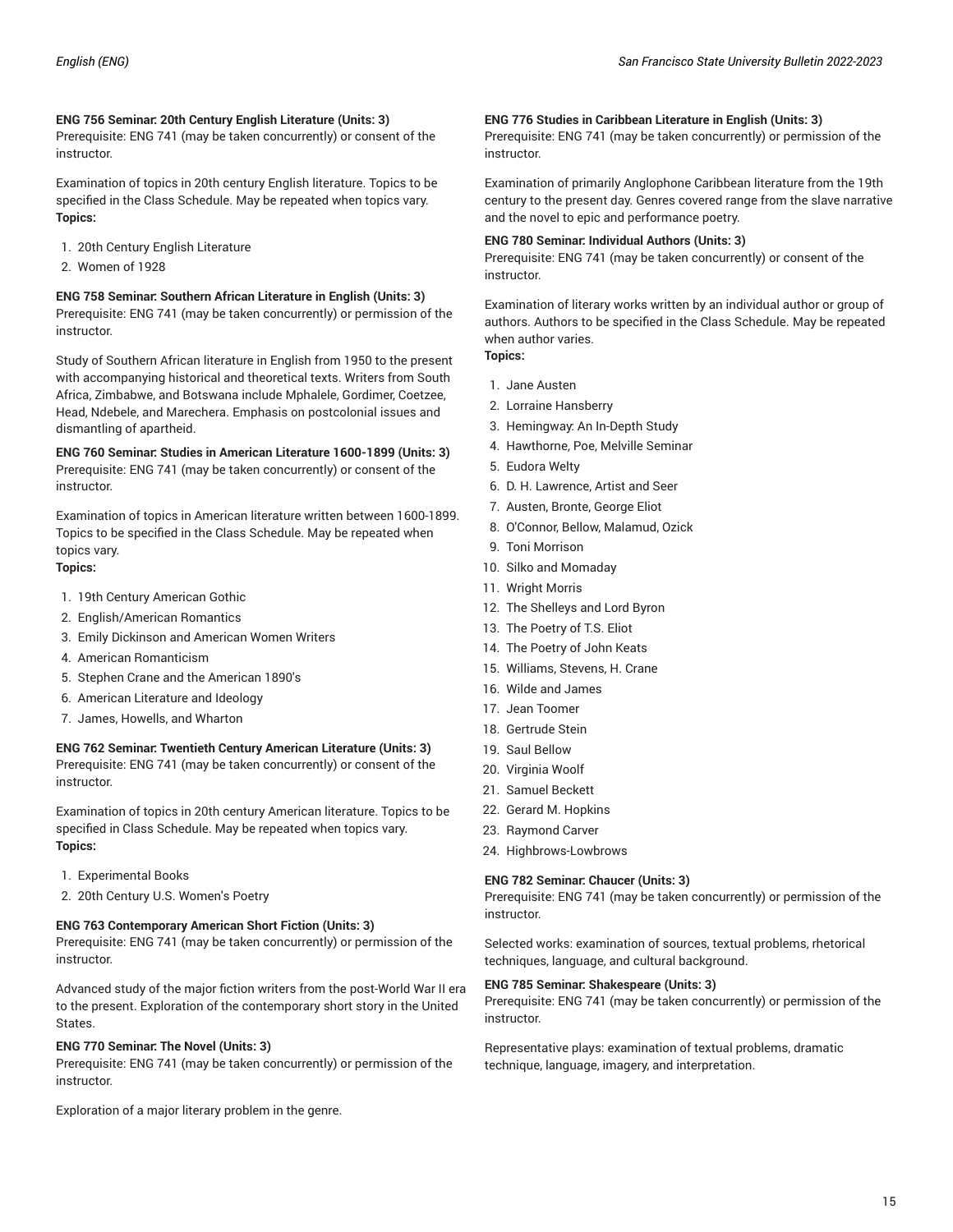**ENG 756 Seminar: 20th Century English Literature (Units: 3)**
Prerequisite: ENG 741 (may be taken concurrently) or consent of the instructor.

Examination of topics in 20th century English literature. Topics to be specified in the Class Schedule. May be repeated when topics vary.
**Topics:**

1. 20th Century English Literature
2. Women of 1928

**ENG 758 Seminar: Southern African Literature in English (Units: 3)**
Prerequisite: ENG 741 (may be taken concurrently) or permission of the instructor.

Study of Southern African literature in English from 1950 to the present with accompanying historical and theoretical texts. Writers from South Africa, Zimbabwe, and Botswana include Mphalele, Gordimer, Coetzee, Head, Ndebele, and Marechera. Emphasis on postcolonial issues and dismantling of apartheid.

**ENG 760 Seminar: Studies in American Literature 1600-1899 (Units: 3)**
Prerequisite: ENG 741 (may be taken concurrently) or consent of the instructor.

Examination of topics in American literature written between 1600-1899. Topics to be specified in the Class Schedule. May be repeated when topics vary.
**Topics:**

1. 19th Century American Gothic
2. English/American Romantics
3. Emily Dickinson and American Women Writers
4. American Romanticism
5. Stephen Crane and the American 1890's
6. American Literature and Ideology
7. James, Howells, and Wharton

**ENG 762 Seminar: Twentieth Century American Literature (Units: 3)**
Prerequisite: ENG 741 (may be taken concurrently) or consent of the instructor.

Examination of topics in 20th century American literature. Topics to be specified in Class Schedule. May be repeated when topics vary.
**Topics:**

1. Experimental Books
2. 20th Century U.S. Women's Poetry

**ENG 763 Contemporary American Short Fiction (Units: 3)**
Prerequisite: ENG 741 (may be taken concurrently) or permission of the instructor.

Advanced study of the major fiction writers from the post-World War II era to the present. Exploration of the contemporary short story in the United States.

**ENG 770 Seminar: The Novel (Units: 3)**
Prerequisite: ENG 741 (may be taken concurrently) or permission of the instructor.

Exploration of a major literary problem in the genre.

**ENG 776 Studies in Caribbean Literature in English (Units: 3)**
Prerequisite: ENG 741 (may be taken concurrently) or permission of the instructor.

Examination of primarily Anglophone Caribbean literature from the 19th century to the present day. Genres covered range from the slave narrative and the novel to epic and performance poetry.

**ENG 780 Seminar: Individual Authors (Units: 3)**
Prerequisite: ENG 741 (may be taken concurrently) or consent of the instructor.

Examination of literary works written by an individual author or group of authors. Authors to be specified in the Class Schedule. May be repeated when author varies.
**Topics:**

1. Jane Austen
2. Lorraine Hansberry
3. Hemingway: An In-Depth Study
4. Hawthorne, Poe, Melville Seminar
5. Eudora Welty
6. D. H. Lawrence, Artist and Seer
7. Austen, Bronte, George Eliot
8. O'Connor, Bellow, Malamud, Ozick
9. Toni Morrison
10. Silko and Momaday
11. Wright Morris
12. The Shelleys and Lord Byron
13. The Poetry of T.S. Eliot
14. The Poetry of John Keats
15. Williams, Stevens, H. Crane
16. Wilde and James
17. Jean Toomer
18. Gertrude Stein
19. Saul Bellow
20. Virginia Woolf
21. Samuel Beckett
22. Gerard M. Hopkins
23. Raymond Carver
24. Highbrows-Lowbrows

**ENG 782 Seminar: Chaucer (Units: 3)**
Prerequisite: ENG 741 (may be taken concurrently) or permission of the instructor.

Selected works: examination of sources, textual problems, rhetorical techniques, language, and cultural background.

**ENG 785 Seminar: Shakespeare (Units: 3)**
Prerequisite: ENG 741 (may be taken concurrently) or permission of the instructor.

Representative plays: examination of textual problems, dramatic technique, language, imagery, and interpretation.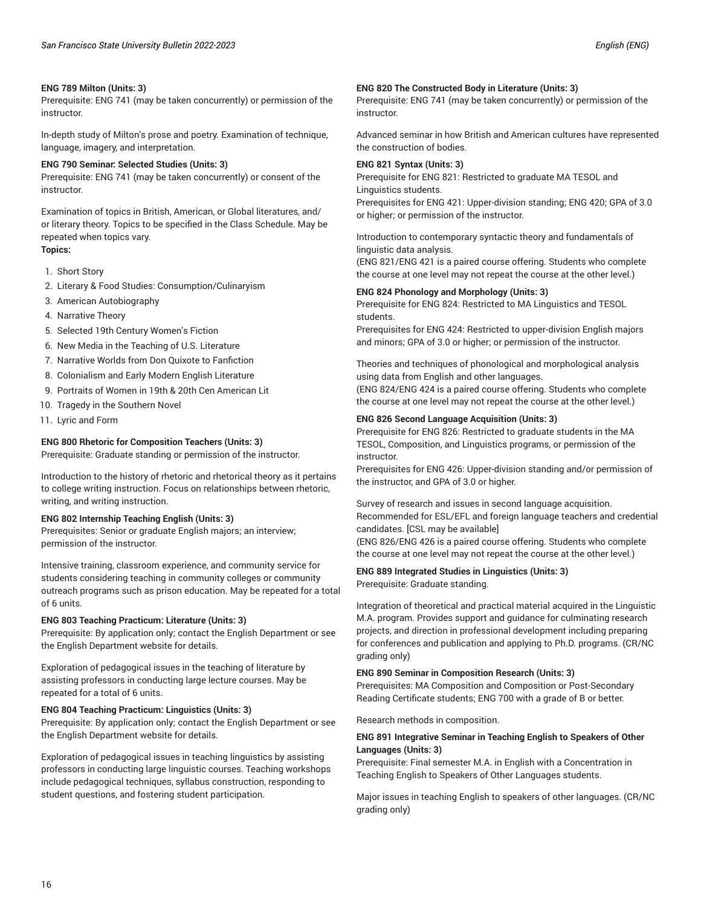**ENG 789 Milton (Units: 3)**
Prerequisite: ENG 741 (may be taken concurrently) or permission of the instructor.

In-depth study of Milton's prose and poetry. Examination of technique, language, imagery, and interpretation.

**ENG 790 Seminar: Selected Studies (Units: 3)**
Prerequisite: ENG 741 (may be taken concurrently) or consent of the instructor.

Examination of topics in British, American, or Global literatures, and/or literary theory. Topics to be specified in the Class Schedule. May be repeated when topics vary.
**Topics:**

1. Short Story
2. Literary & Food Studies: Consumption/Culinaryism
3. American Autobiography
4. Narrative Theory
5. Selected 19th Century Women's Fiction
6. New Media in the Teaching of U.S. Literature
7. Narrative Worlds from Don Quixote to Fanfiction
8. Colonialism and Early Modern English Literature
9. Portraits of Women in 19th & 20th Cen American Lit
10. Tragedy in the Southern Novel
11. Lyric and Form

**ENG 800 Rhetoric for Composition Teachers (Units: 3)**
Prerequisite: Graduate standing or permission of the instructor.

Introduction to the history of rhetoric and rhetorical theory as it pertains to college writing instruction. Focus on relationships between rhetoric, writing, and writing instruction.

**ENG 802 Internship Teaching English (Units: 3)**
Prerequisites: Senior or graduate English majors; an interview; permission of the instructor.

Intensive training, classroom experience, and community service for students considering teaching in community colleges or community outreach programs such as prison education. May be repeated for a total of 6 units.

**ENG 803 Teaching Practicum: Literature (Units: 3)**
Prerequisite: By application only; contact the English Department or see the English Department website for details.

Exploration of pedagogical issues in the teaching of literature by assisting professors in conducting large lecture courses. May be repeated for a total of 6 units.

**ENG 804 Teaching Practicum: Linguistics (Units: 3)**
Prerequisite: By application only; contact the English Department or see the English Department website for details.

Exploration of pedagogical issues in teaching linguistics by assisting professors in conducting large linguistic courses. Teaching workshops include pedagogical techniques, syllabus construction, responding to student questions, and fostering student participation.

**ENG 820 The Constructed Body in Literature (Units: 3)**
Prerequisite: ENG 741 (may be taken concurrently) or permission of the instructor.

Advanced seminar in how British and American cultures have represented the construction of bodies.

**ENG 821 Syntax (Units: 3)**
Prerequisite for ENG 821: Restricted to graduate MA TESOL and Linguistics students.
Prerequisites for ENG 421: Upper-division standing; ENG 420; GPA of 3.0 or higher; or permission of the instructor.

Introduction to contemporary syntactic theory and fundamentals of linguistic data analysis.
(ENG 821/ENG 421 is a paired course offering. Students who complete the course at one level may not repeat the course at the other level.)

**ENG 824 Phonology and Morphology (Units: 3)**
Prerequisite for ENG 824: Restricted to MA Linguistics and TESOL students.
Prerequisites for ENG 424: Restricted to upper-division English majors and minors; GPA of 3.0 or higher; or permission of the instructor.

Theories and techniques of phonological and morphological analysis using data from English and other languages.
(ENG 824/ENG 424 is a paired course offering. Students who complete the course at one level may not repeat the course at the other level.)

**ENG 826 Second Language Acquisition (Units: 3)**
Prerequisite for ENG 826: Restricted to graduate students in the MA TESOL, Composition, and Linguistics programs, or permission of the instructor.
Prerequisites for ENG 426: Upper-division standing and/or permission of the instructor, and GPA of 3.0 or higher.

Survey of research and issues in second language acquisition. Recommended for ESL/EFL and foreign language teachers and credential candidates. [CSL may be available]
(ENG 826/ENG 426 is a paired course offering. Students who complete the course at one level may not repeat the course at the other level.)

**ENG 889 Integrated Studies in Linguistics (Units: 3)**
Prerequisite: Graduate standing.

Integration of theoretical and practical material acquired in the Linguistic M.A. program. Provides support and guidance for culminating research projects, and direction in professional development including preparing for conferences and publication and applying to Ph.D. programs. (CR/NC grading only)

**ENG 890 Seminar in Composition Research (Units: 3)**
Prerequisites: MA Composition and Composition or Post-Secondary Reading Certificate students; ENG 700 with a grade of B or better.

Research methods in composition.

**ENG 891 Integrative Seminar in Teaching English to Speakers of Other Languages (Units: 3)**
Prerequisite: Final semester M.A. in English with a Concentration in Teaching English to Speakers of Other Languages students.

Major issues in teaching English to speakers of other languages. (CR/NC grading only)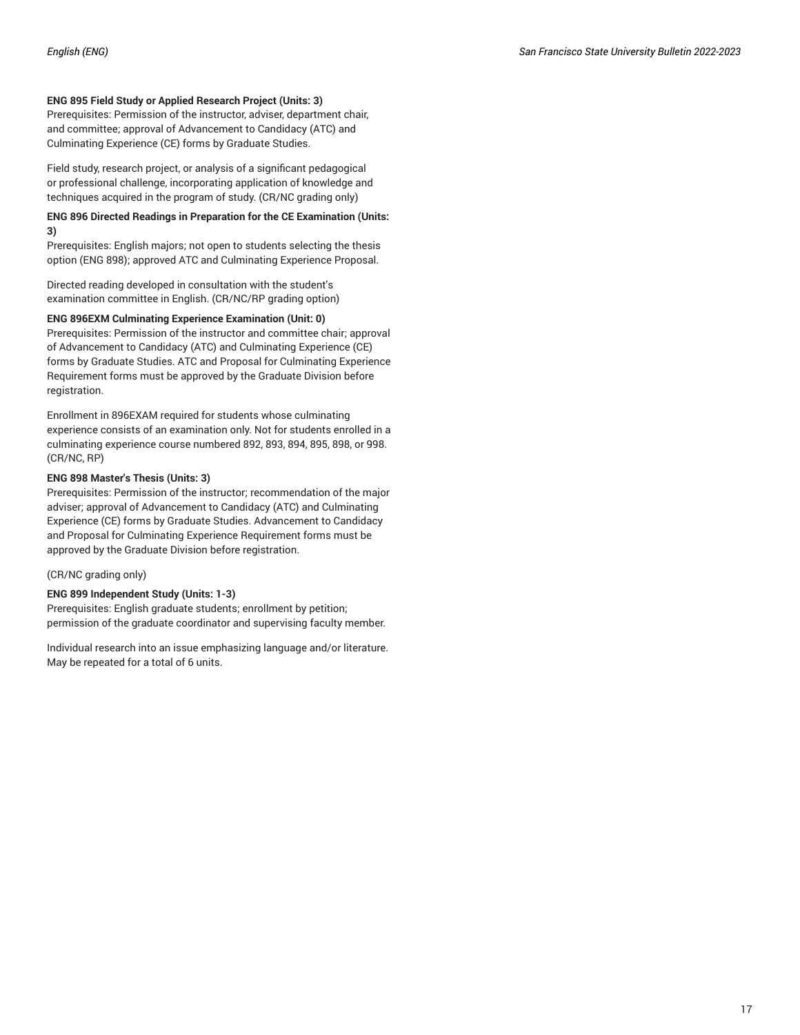**ENG 895 Field Study or Applied Research Project (Units: 3)**
Prerequisites: Permission of the instructor, adviser, department chair, and committee; approval of Advancement to Candidacy (ATC) and Culminating Experience (CE) forms by Graduate Studies.

Field study, research project, or analysis of a significant pedagogical or professional challenge, incorporating application of knowledge and techniques acquired in the program of study. (CR/NC grading only)

**ENG 896 Directed Readings in Preparation for the CE Examination (Units: 3)**
Prerequisites: English majors; not open to students selecting the thesis option (ENG 898); approved ATC and Culminating Experience Proposal.

Directed reading developed in consultation with the student's examination committee in English. (CR/NC/RP grading option)

**ENG 896EXM Culminating Experience Examination (Unit: 0)**
Prerequisites: Permission of the instructor and committee chair; approval of Advancement to Candidacy (ATC) and Culminating Experience (CE) forms by Graduate Studies. ATC and Proposal for Culminating Experience Requirement forms must be approved by the Graduate Division before registration.

Enrollment in 896EXAM required for students whose culminating experience consists of an examination only. Not for students enrolled in a culminating experience course numbered 892, 893, 894, 895, 898, or 998. (CR/NC, RP)

**ENG 898 Master's Thesis (Units: 3)**
Prerequisites: Permission of the instructor; recommendation of the major adviser; approval of Advancement to Candidacy (ATC) and Culminating Experience (CE) forms by Graduate Studies. Advancement to Candidacy and Proposal for Culminating Experience Requirement forms must be approved by the Graduate Division before registration.

(CR/NC grading only)

**ENG 899 Independent Study (Units: 1-3)**
Prerequisites: English graduate students; enrollment by petition; permission of the graduate coordinator and supervising faculty member.

Individual research into an issue emphasizing language and/or literature. May be repeated for a total of 6 units.